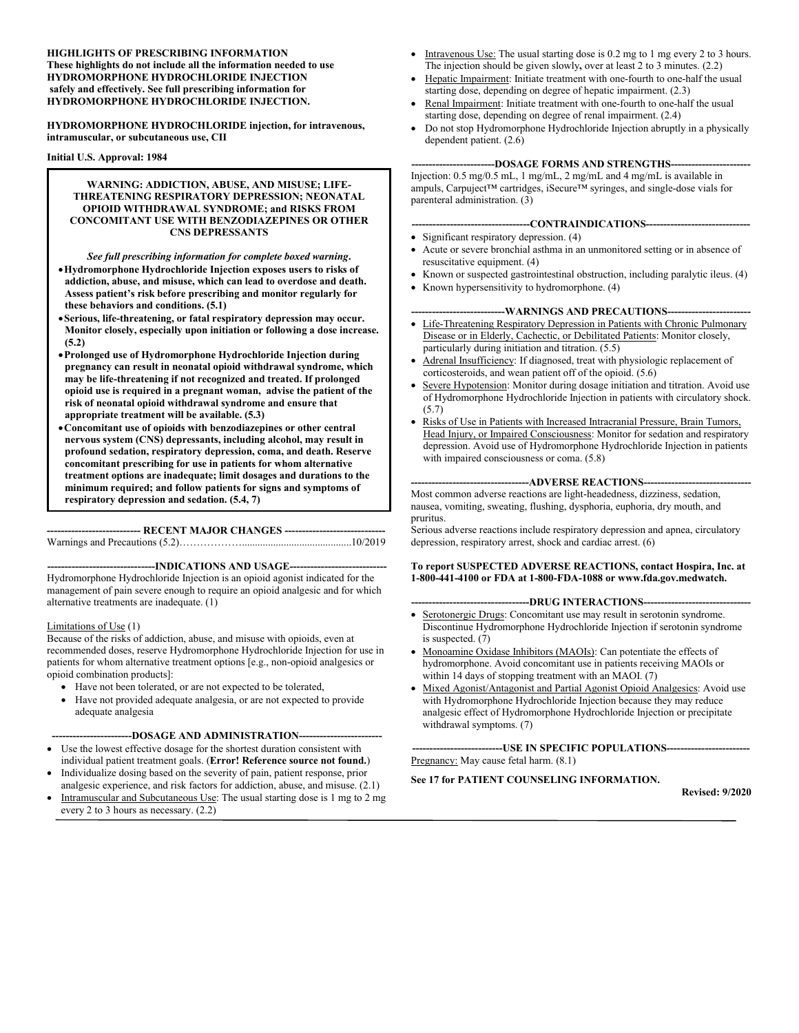**HIGHLIGHTS OF PRESCRIBING INFORMATION**
**These highlights do not include all the information needed to use HYDROMORPHONE HYDROCHLORIDE INJECTION safely and effectively. See full prescribing information for HYDROMORPHONE HYDROCHLORIDE INJECTION.**

**HYDROMORPHONE HYDROCHLORIDE injection, for intravenous, intramuscular, or subcutaneous use, CII**

**Initial U.S. Approval: 1984**

**WARNING: ADDICTION, ABUSE, AND MISUSE; LIFE-THREATENING RESPIRATORY DEPRESSION; NEONATAL OPIOID WITHDRAWAL SYNDROME; and RISKS FROM CONCOMITANT USE WITH BENZODIAZEPINES OR OTHER CNS DEPRESSANTS**

***See full prescribing information for complete boxed warning.***

- **Hydromorphone Hydrochloride Injection exposes users to risks of addiction, abuse, and misuse, which can lead to overdose and death. Assess patient's risk before prescribing and monitor regularly for these behaviors and conditions. (5.1)**
- **Serious, life-threatening, or fatal respiratory depression may occur. Monitor closely, especially upon initiation or following a dose increase. (5.2)**
- **Prolonged use of Hydromorphone Hydrochloride Injection during pregnancy can result in neonatal opioid withdrawal syndrome, which may be life-threatening if not recognized and treated. If prolonged opioid use is required in a pregnant woman, advise the patient of the risk of neonatal opioid withdrawal syndrome and ensure that appropriate treatment will be available. (5.3)**
- **Concomitant use of opioids with benzodiazepines or other central nervous system (CNS) depressants, including alcohol, may result in profound sedation, respiratory depression, coma, and death. Reserve concomitant prescribing for use in patients for whom alternative treatment options are inadequate; limit dosages and durations to the minimum required; and follow patients for signs and symptoms of respiratory depression and sedation. (5.4, 7)**

**--------------------------- RECENT MAJOR CHANGES ---------------------------**

Warnings and Precautions (5.2)……………….......................................10/2019

**---------------------------INDICATIONS AND USAGE---------------------------**

Hydromorphone Hydrochloride Injection is an opioid agonist indicated for the management of pain severe enough to require an opioid analgesic and for which alternative treatments are inadequate. (1)

Limitations of Use (1)

Because of the risks of addiction, abuse, and misuse with opioids, even at recommended doses, reserve Hydromorphone Hydrochloride Injection for use in patients for whom alternative treatment options [e.g., non-opioid analgesics or opioid combination products]:

- Have not been tolerated, or are not expected to be tolerated,
- Have not provided adequate analgesia, or are not expected to provide adequate analgesia

**-----------------------DOSAGE AND ADMINISTRATION-----------------------**

- Use the lowest effective dosage for the shortest duration consistent with individual patient treatment goals. (**Error! Reference source not found.**)
- Individualize dosing based on the severity of pain, patient response, prior analgesic experience, and risk factors for addiction, abuse, and misuse. (2.1)
- Intramuscular and Subcutaneous Use: The usual starting dose is 1 mg to 2 mg every 2 to 3 hours as necessary. (2.2)
- Intravenous Use: The usual starting dose is 0.2 mg to 1 mg every 2 to 3 hours. The injection should be given slowly**,** over at least 2 to 3 minutes. (2.2)
- Hepatic Impairment: Initiate treatment with one-fourth to one-half the usual starting dose, depending on degree of hepatic impairment. (2.3)
- Renal Impairment: Initiate treatment with one-fourth to one-half the usual starting dose, depending on degree of renal impairment. (2.4)
- Do not stop Hydromorphone Hydrochloride Injection abruptly in a physically dependent patient. (2.6)

**-----------------------DOSAGE FORMS AND STRENGTHS-----------------------**

Injection: 0.5 mg/0.5 mL, 1 mg/mL, 2 mg/mL and 4 mg/mL is available in ampuls, Carpuject™ cartridges, iSecure™ syringes, and single-dose vials for parenteral administration. (3)

**--------------------------------CONTRAINDICATIONS--------------------------------**

- Significant respiratory depression. (4)
- Acute or severe bronchial asthma in an unmonitored setting or in absence of resuscitative equipment. (4)
- Known or suspected gastrointestinal obstruction, including paralytic ileus. (4)
- Known hypersensitivity to hydromorphone. (4)

**--------------------------WARNINGS AND PRECAUTIONS--------------------------**

- Life-Threatening Respiratory Depression in Patients with Chronic Pulmonary Disease or in Elderly, Cachectic, or Debilitated Patients: Monitor closely, particularly during initiation and titration. (5.5)
- Adrenal Insufficiency: If diagnosed, treat with physiologic replacement of corticosteroids, and wean patient off of the opioid. (5.6)
- Severe Hypotension: Monitor during dosage initiation and titration. Avoid use of Hydromorphone Hydrochloride Injection in patients with circulatory shock. (5.7)
- Risks of Use in Patients with Increased Intracranial Pressure, Brain Tumors, Head Injury, or Impaired Consciousness: Monitor for sedation and respiratory depression. Avoid use of Hydromorphone Hydrochloride Injection in patients with impaired consciousness or coma. (5.8)

**--------------------------------ADVERSE REACTIONS--------------------------------**

Most common adverse reactions are light-headedness, dizziness, sedation, nausea, vomiting, sweating, flushing, dysphoria, euphoria, dry mouth, and pruritus.

Serious adverse reactions include respiratory depression and apnea, circulatory depression, respiratory arrest, shock and cardiac arrest. (6)

**To report SUSPECTED ADVERSE REACTIONS, contact Hospira, Inc. at 1-800-441-4100 or FDA at 1-800-FDA-1088 or www.fda.gov.medwatch.**

**--------------------------------DRUG INTERACTIONS--------------------------------**

- Serotonergic Drugs: Concomitant use may result in serotonin syndrome. Discontinue Hydromorphone Hydrochloride Injection if serotonin syndrome is suspected. (7)
- Monoamine Oxidase Inhibitors (MAOIs): Can potentiate the effects of hydromorphone. Avoid concomitant use in patients receiving MAOIs or within 14 days of stopping treatment with an MAOI. (7)
- Mixed Agonist/Antagonist and Partial Agonist Opioid Analgesics: Avoid use with Hydromorphone Hydrochloride because they may reduce analgesic effect of Hydromorphone Hydrochloride Injection or precipitate withdrawal symptoms. (7)

**--------------------------USE IN SPECIFIC POPULATIONS--------------------------**

Pregnancy: May cause fetal harm. (8.1)

**See 17 for PATIENT COUNSELING INFORMATION.**

**Revised: 9/2020**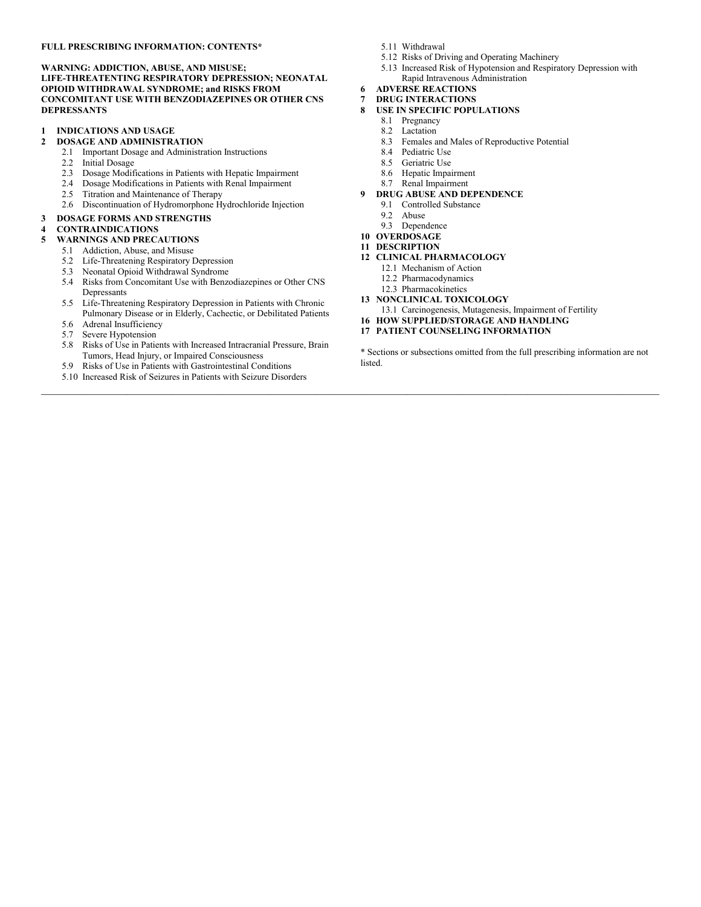**FULL PRESCRIBING INFORMATION: CONTENTS***

**WARNING: ADDICTION, ABUSE, AND MISUSE; LIFE-THREATENTING RESPIRATORY DEPRESSION; NEONATAL OPIOID WITHDRAWAL SYNDROME; and RISKS FROM CONCOMITANT USE WITH BENZODIAZEPINES OR OTHER CNS DEPRESSANTS**

**1 INDICATIONS AND USAGE**

**2 DOSAGE AND ADMINISTRATION**
- 2.1 Important Dosage and Administration Instructions
- 2.2 Initial Dosage
- 2.3 Dosage Modifications in Patients with Hepatic Impairment
- 2.4 Dosage Modifications in Patients with Renal Impairment
- 2.5 Titration and Maintenance of Therapy
- 2.6 Discontinuation of Hydromorphone Hydrochloride Injection

**3 DOSAGE FORMS AND STRENGTHS**

**4 CONTRAINDICATIONS**

**5 WARNINGS AND PRECAUTIONS**
- 5.1 Addiction, Abuse, and Misuse
- 5.2 Life-Threatening Respiratory Depression
- 5.3 Neonatal Opioid Withdrawal Syndrome
- 5.4 Risks from Concomitant Use with Benzodiazepines or Other CNS Depressants
- 5.5 Life-Threatening Respiratory Depression in Patients with Chronic Pulmonary Disease or in Elderly, Cachectic, or Debilitated Patients
- 5.6 Adrenal Insufficiency
- 5.7 Severe Hypotension
- 5.8 Risks of Use in Patients with Increased Intracranial Pressure, Brain Tumors, Head Injury, or Impaired Consciousness
- 5.9 Risks of Use in Patients with Gastrointestinal Conditions
- 5.10 Increased Risk of Seizures in Patients with Seizure Disorders
- 5.11 Withdrawal
- 5.12 Risks of Driving and Operating Machinery
- 5.13 Increased Risk of Hypotension and Respiratory Depression with Rapid Intravenous Administration

**6 ADVERSE REACTIONS**

**7 DRUG INTERACTIONS**

**8 USE IN SPECIFIC POPULATIONS**
- 8.1 Pregnancy
- 8.2 Lactation
- 8.3 Females and Males of Reproductive Potential
- 8.4 Pediatric Use
- 8.5 Geriatric Use
- 8.6 Hepatic Impairment
- 8.7 Renal Impairment

**9 DRUG ABUSE AND DEPENDENCE**
- 9.1 Controlled Substance
- 9.2 Abuse
- 9.3 Dependence

**10 OVERDOSAGE**

**11 DESCRIPTION**

**12 CLINICAL PHARMACOLOGY**
- 12.1 Mechanism of Action
- 12.2 Pharmacodynamics
- 12.3 Pharmacokinetics

**13 NONCLINICAL TOXICOLOGY**
- 13.1 Carcinogenesis, Mutagenesis, Impairment of Fertility

**16 HOW SUPPLIED/STORAGE AND HANDLING**

**17 PATIENT COUNSELING INFORMATION**

* Sections or subsections omitted from the full prescribing information are not listed.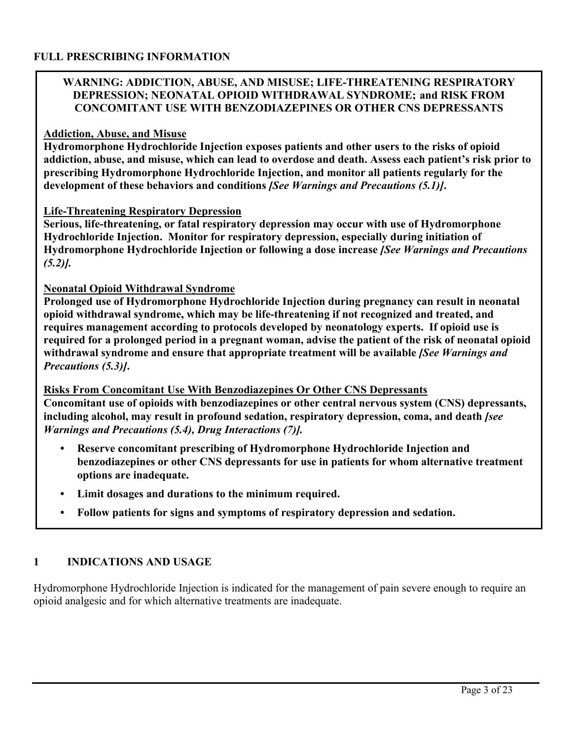## FULL PRESCRIBING INFORMATION

### WARNING: ADDICTION, ABUSE, AND MISUSE; LIFE-THREATENING RESPIRATORY DEPRESSION; NEONATAL OPIOID WITHDRAWAL SYNDROME; and RISK FROM CONCOMITANT USE WITH BENZODIAZEPINES OR OTHER CNS DEPRESSANTS

**Addiction, Abuse, and Misuse**

**Hydromorphone Hydrochloride Injection exposes patients and other users to the risks of opioid addiction, abuse, and misuse, which can lead to overdose and death. Assess each patient's risk prior to prescribing Hydromorphone Hydrochloride Injection, and monitor all patients regularly for the development of these behaviors and conditions *[See Warnings and Precautions (5.1)]*.**

**Life-Threatening Respiratory Depression**

**Serious, life-threatening, or fatal respiratory depression may occur with use of Hydromorphone Hydrochloride Injection. Monitor for respiratory depression, especially during initiation of Hydromorphone Hydrochloride Injection or following a dose increase *[See Warnings and Precautions (5.2)]*.**

**Neonatal Opioid Withdrawal Syndrome**

**Prolonged use of Hydromorphone Hydrochloride Injection during pregnancy can result in neonatal opioid withdrawal syndrome, which may be life-threatening if not recognized and treated, and requires management according to protocols developed by neonatology experts. If opioid use is required for a prolonged period in a pregnant woman, advise the patient of the risk of neonatal opioid withdrawal syndrome and ensure that appropriate treatment will be available *[See Warnings and Precautions (5.3)]*.**

**Risks From Concomitant Use With Benzodiazepines Or Other CNS Depressants**

**Concomitant use of opioids with benzodiazepines or other central nervous system (CNS) depressants, including alcohol, may result in profound sedation, respiratory depression, coma, and death *[see Warnings and Precautions (5.4), Drug Interactions (7)]*.**

- **Reserve concomitant prescribing of Hydromorphone Hydrochloride Injection and benzodiazepines or other CNS depressants for use in patients for whom alternative treatment options are inadequate.**
- **Limit dosages and durations to the minimum required.**
- **Follow patients for signs and symptoms of respiratory depression and sedation.**

## 1 INDICATIONS AND USAGE

Hydromorphone Hydrochloride Injection is indicated for the management of pain severe enough to require an opioid analgesic and for which alternative treatments are inadequate.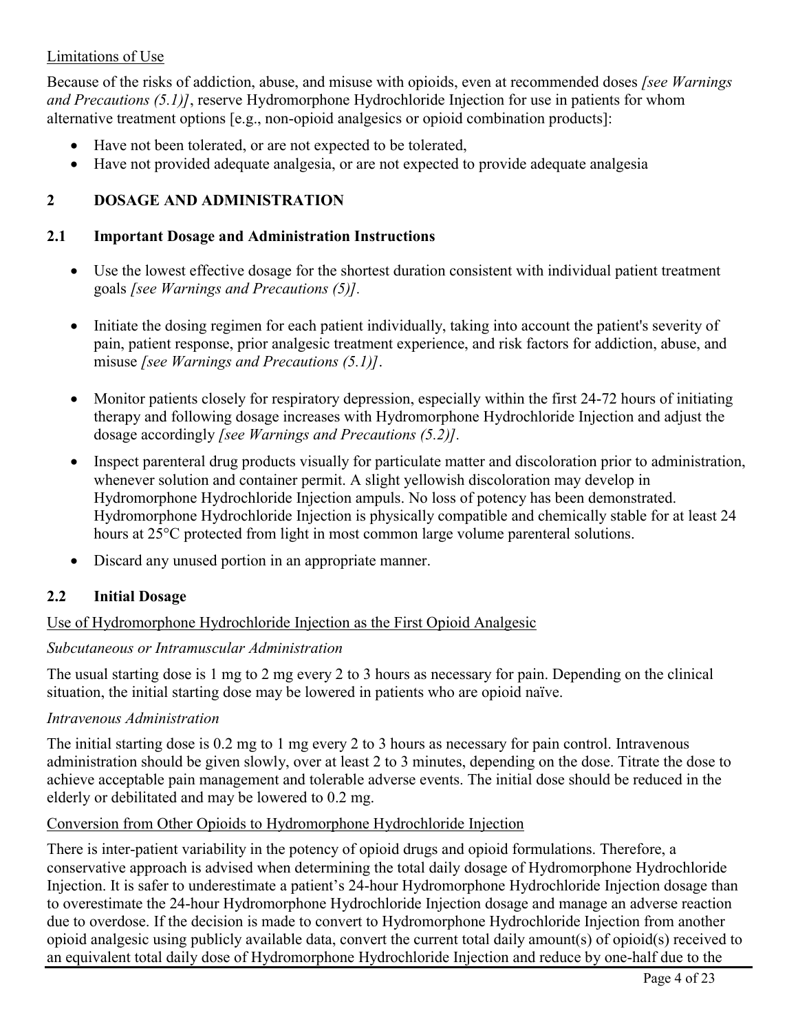Limitations of Use

Because of the risks of addiction, abuse, and misuse with opioids, even at recommended doses *[see Warnings and Precautions (5.1)]*, reserve Hydromorphone Hydrochloride Injection for use in patients for whom alternative treatment options [e.g., non-opioid analgesics or opioid combination products]:

- Have not been tolerated, or are not expected to be tolerated,
- Have not provided adequate analgesia, or are not expected to provide adequate analgesia

## 2 DOSAGE AND ADMINISTRATION

### 2.1 Important Dosage and Administration Instructions

- Use the lowest effective dosage for the shortest duration consistent with individual patient treatment goals *[see Warnings and Precautions (5)].*
- Initiate the dosing regimen for each patient individually, taking into account the patient's severity of pain, patient response, prior analgesic treatment experience, and risk factors for addiction, abuse, and misuse *[see Warnings and Precautions (5.1)]*.
- Monitor patients closely for respiratory depression, especially within the first 24-72 hours of initiating therapy and following dosage increases with Hydromorphone Hydrochloride Injection and adjust the dosage accordingly *[see Warnings and Precautions (5.2)].*
- Inspect parenteral drug products visually for particulate matter and discoloration prior to administration, whenever solution and container permit. A slight yellowish discoloration may develop in Hydromorphone Hydrochloride Injection ampuls. No loss of potency has been demonstrated. Hydromorphone Hydrochloride Injection is physically compatible and chemically stable for at least 24 hours at 25°C protected from light in most common large volume parenteral solutions.
- Discard any unused portion in an appropriate manner.

### 2.2 Initial Dosage

Use of Hydromorphone Hydrochloride Injection as the First Opioid Analgesic

*Subcutaneous or Intramuscular Administration*

The usual starting dose is 1 mg to 2 mg every 2 to 3 hours as necessary for pain. Depending on the clinical situation, the initial starting dose may be lowered in patients who are opioid naïve.

*Intravenous Administration*

The initial starting dose is 0.2 mg to 1 mg every 2 to 3 hours as necessary for pain control. Intravenous administration should be given slowly, over at least 2 to 3 minutes, depending on the dose. Titrate the dose to achieve acceptable pain management and tolerable adverse events. The initial dose should be reduced in the elderly or debilitated and may be lowered to 0.2 mg.

Conversion from Other Opioids to Hydromorphone Hydrochloride Injection

There is inter-patient variability in the potency of opioid drugs and opioid formulations. Therefore, a conservative approach is advised when determining the total daily dosage of Hydromorphone Hydrochloride Injection. It is safer to underestimate a patient's 24-hour Hydromorphone Hydrochloride Injection dosage than to overestimate the 24-hour Hydromorphone Hydrochloride Injection dosage and manage an adverse reaction due to overdose. If the decision is made to convert to Hydromorphone Hydrochloride Injection from another opioid analgesic using publicly available data, convert the current total daily amount(s) of opioid(s) received to an equivalent total daily dose of Hydromorphone Hydrochloride Injection and reduce by one-half due to the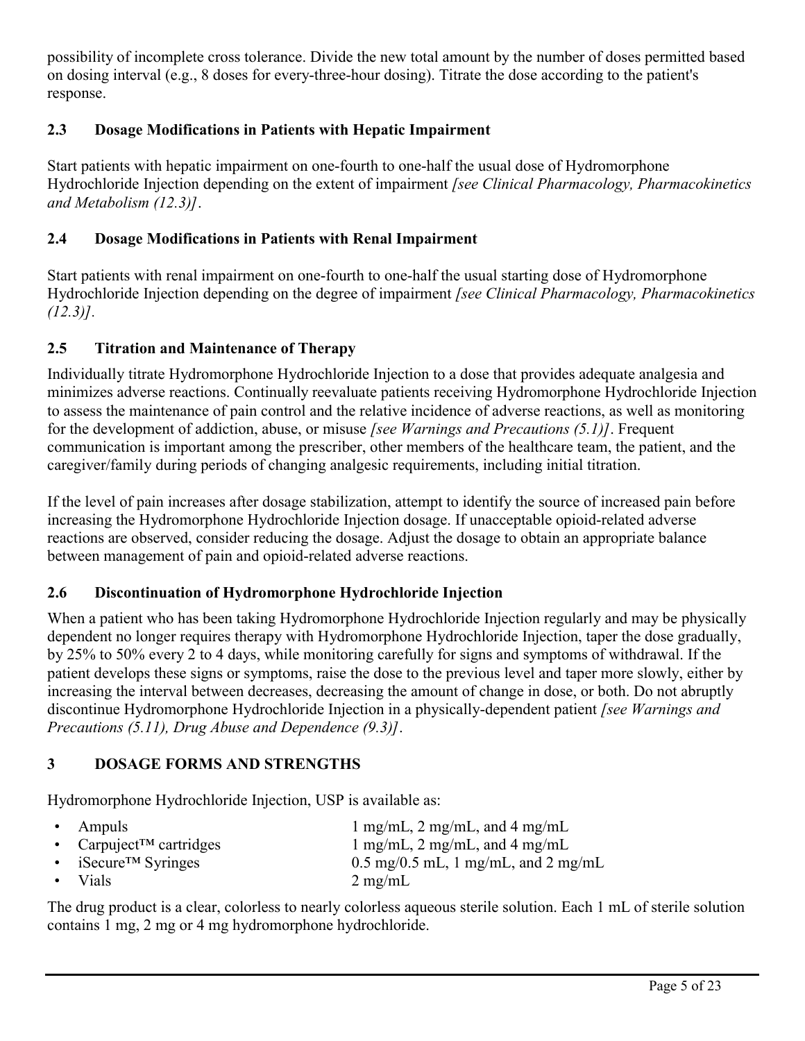possibility of incomplete cross tolerance. Divide the new total amount by the number of doses permitted based on dosing interval (e.g., 8 doses for every-three-hour dosing). Titrate the dose according to the patient's response.

### 2.3 Dosage Modifications in Patients with Hepatic Impairment

Start patients with hepatic impairment on one-fourth to one-half the usual dose of Hydromorphone Hydrochloride Injection depending on the extent of impairment *[see Clinical Pharmacology, Pharmacokinetics and Metabolism (12.3)]*.

### 2.4 Dosage Modifications in Patients with Renal Impairment

Start patients with renal impairment on one-fourth to one-half the usual starting dose of Hydromorphone Hydrochloride Injection depending on the degree of impairment *[see Clinical Pharmacology, Pharmacokinetics (12.3)]*.

### 2.5 Titration and Maintenance of Therapy

Individually titrate Hydromorphone Hydrochloride Injection to a dose that provides adequate analgesia and minimizes adverse reactions. Continually reevaluate patients receiving Hydromorphone Hydrochloride Injection to assess the maintenance of pain control and the relative incidence of adverse reactions, as well as monitoring for the development of addiction, abuse, or misuse *[see Warnings and Precautions (5.1)]*. Frequent communication is important among the prescriber, other members of the healthcare team, the patient, and the caregiver/family during periods of changing analgesic requirements, including initial titration.

If the level of pain increases after dosage stabilization, attempt to identify the source of increased pain before increasing the Hydromorphone Hydrochloride Injection dosage. If unacceptable opioid-related adverse reactions are observed, consider reducing the dosage. Adjust the dosage to obtain an appropriate balance between management of pain and opioid-related adverse reactions.

### 2.6 Discontinuation of Hydromorphone Hydrochloride Injection

When a patient who has been taking Hydromorphone Hydrochloride Injection regularly and may be physically dependent no longer requires therapy with Hydromorphone Hydrochloride Injection, taper the dose gradually, by 25% to 50% every 2 to 4 days, while monitoring carefully for signs and symptoms of withdrawal. If the patient develops these signs or symptoms, raise the dose to the previous level and taper more slowly, either by increasing the interval between decreases, decreasing the amount of change in dose, or both. Do not abruptly discontinue Hydromorphone Hydrochloride Injection in a physically-dependent patient *[see Warnings and Precautions (5.11), Drug Abuse and Dependence (9.3)]*.

## 3 DOSAGE FORMS AND STRENGTHS

Hydromorphone Hydrochloride Injection, USP is available as:

- Ampuls — 1 mg/mL, 2 mg/mL, and 4 mg/mL
- Carpuject™ cartridges — 1 mg/mL, 2 mg/mL, and 4 mg/mL
- iSecure™ Syringes — 0.5 mg/0.5 mL, 1 mg/mL, and 2 mg/mL
- Vials — 2 mg/mL

The drug product is a clear, colorless to nearly colorless aqueous sterile solution. Each 1 mL of sterile solution contains 1 mg, 2 mg or 4 mg hydromorphone hydrochloride.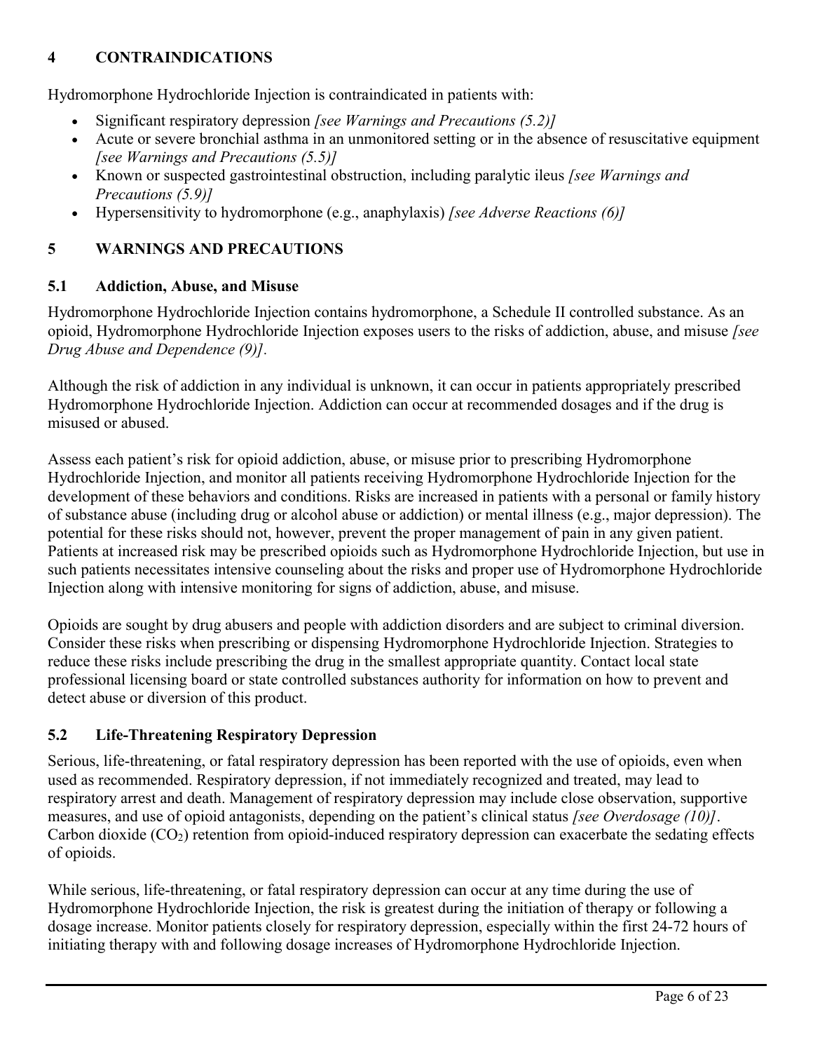## 4 CONTRAINDICATIONS

Hydromorphone Hydrochloride Injection is contraindicated in patients with:

- Significant respiratory depression *[see Warnings and Precautions (5.2)]*
- Acute or severe bronchial asthma in an unmonitored setting or in the absence of resuscitative equipment *[see Warnings and Precautions (5.5)]*
- Known or suspected gastrointestinal obstruction, including paralytic ileus *[see Warnings and Precautions (5.9)]*
- Hypersensitivity to hydromorphone (e.g., anaphylaxis) *[see Adverse Reactions (6)]*

## 5 WARNINGS AND PRECAUTIONS

### 5.1 Addiction, Abuse, and Misuse

Hydromorphone Hydrochloride Injection contains hydromorphone, a Schedule II controlled substance. As an opioid, Hydromorphone Hydrochloride Injection exposes users to the risks of addiction, abuse, and misuse *[see Drug Abuse and Dependence (9)]*.

Although the risk of addiction in any individual is unknown, it can occur in patients appropriately prescribed Hydromorphone Hydrochloride Injection. Addiction can occur at recommended dosages and if the drug is misused or abused.

Assess each patient's risk for opioid addiction, abuse, or misuse prior to prescribing Hydromorphone Hydrochloride Injection, and monitor all patients receiving Hydromorphone Hydrochloride Injection for the development of these behaviors and conditions. Risks are increased in patients with a personal or family history of substance abuse (including drug or alcohol abuse or addiction) or mental illness (e.g., major depression). The potential for these risks should not, however, prevent the proper management of pain in any given patient. Patients at increased risk may be prescribed opioids such as Hydromorphone Hydrochloride Injection, but use in such patients necessitates intensive counseling about the risks and proper use of Hydromorphone Hydrochloride Injection along with intensive monitoring for signs of addiction, abuse, and misuse.

Opioids are sought by drug abusers and people with addiction disorders and are subject to criminal diversion. Consider these risks when prescribing or dispensing Hydromorphone Hydrochloride Injection. Strategies to reduce these risks include prescribing the drug in the smallest appropriate quantity. Contact local state professional licensing board or state controlled substances authority for information on how to prevent and detect abuse or diversion of this product.

### 5.2 Life-Threatening Respiratory Depression

Serious, life-threatening, or fatal respiratory depression has been reported with the use of opioids, even when used as recommended. Respiratory depression, if not immediately recognized and treated, may lead to respiratory arrest and death. Management of respiratory depression may include close observation, supportive measures, and use of opioid antagonists, depending on the patient's clinical status *[see Overdosage (10)]*. Carbon dioxide ($CO_2$) retention from opioid-induced respiratory depression can exacerbate the sedating effects of opioids.

While serious, life-threatening, or fatal respiratory depression can occur at any time during the use of Hydromorphone Hydrochloride Injection, the risk is greatest during the initiation of therapy or following a dosage increase. Monitor patients closely for respiratory depression, especially within the first 24-72 hours of initiating therapy with and following dosage increases of Hydromorphone Hydrochloride Injection.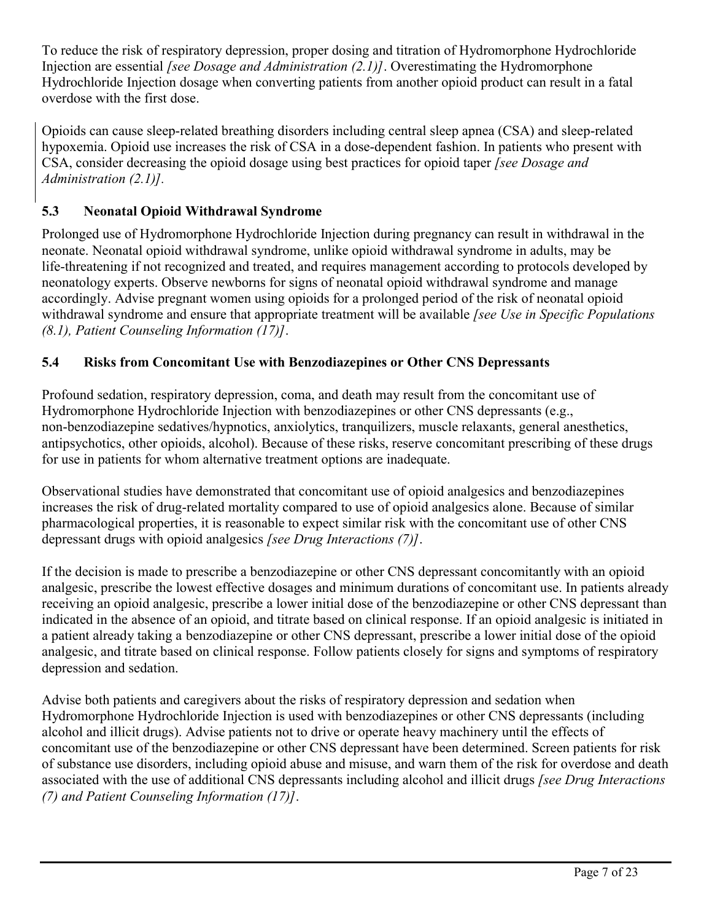To reduce the risk of respiratory depression, proper dosing and titration of Hydromorphone Hydrochloride Injection are essential *[see Dosage and Administration (2.1)]*. Overestimating the Hydromorphone Hydrochloride Injection dosage when converting patients from another opioid product can result in a fatal overdose with the first dose.

Opioids can cause sleep-related breathing disorders including central sleep apnea (CSA) and sleep-related hypoxemia. Opioid use increases the risk of CSA in a dose-dependent fashion. In patients who present with CSA, consider decreasing the opioid dosage using best practices for opioid taper *[see Dosage and Administration (2.1)]*.

### 5.3 Neonatal Opioid Withdrawal Syndrome

Prolonged use of Hydromorphone Hydrochloride Injection during pregnancy can result in withdrawal in the neonate. Neonatal opioid withdrawal syndrome, unlike opioid withdrawal syndrome in adults, may be life-threatening if not recognized and treated, and requires management according to protocols developed by neonatology experts. Observe newborns for signs of neonatal opioid withdrawal syndrome and manage accordingly. Advise pregnant women using opioids for a prolonged period of the risk of neonatal opioid withdrawal syndrome and ensure that appropriate treatment will be available *[see Use in Specific Populations (8.1), Patient Counseling Information (17)]*.

### 5.4 Risks from Concomitant Use with Benzodiazepines or Other CNS Depressants

Profound sedation, respiratory depression, coma, and death may result from the concomitant use of Hydromorphone Hydrochloride Injection with benzodiazepines or other CNS depressants (e.g., non-benzodiazepine sedatives/hypnotics, anxiolytics, tranquilizers, muscle relaxants, general anesthetics, antipsychotics, other opioids, alcohol). Because of these risks, reserve concomitant prescribing of these drugs for use in patients for whom alternative treatment options are inadequate.

Observational studies have demonstrated that concomitant use of opioid analgesics and benzodiazepines increases the risk of drug-related mortality compared to use of opioid analgesics alone. Because of similar pharmacological properties, it is reasonable to expect similar risk with the concomitant use of other CNS depressant drugs with opioid analgesics *[see Drug Interactions (7)]*.

If the decision is made to prescribe a benzodiazepine or other CNS depressant concomitantly with an opioid analgesic, prescribe the lowest effective dosages and minimum durations of concomitant use. In patients already receiving an opioid analgesic, prescribe a lower initial dose of the benzodiazepine or other CNS depressant than indicated in the absence of an opioid, and titrate based on clinical response. If an opioid analgesic is initiated in a patient already taking a benzodiazepine or other CNS depressant, prescribe a lower initial dose of the opioid analgesic, and titrate based on clinical response. Follow patients closely for signs and symptoms of respiratory depression and sedation.

Advise both patients and caregivers about the risks of respiratory depression and sedation when Hydromorphone Hydrochloride Injection is used with benzodiazepines or other CNS depressants (including alcohol and illicit drugs). Advise patients not to drive or operate heavy machinery until the effects of concomitant use of the benzodiazepine or other CNS depressant have been determined. Screen patients for risk of substance use disorders, including opioid abuse and misuse, and warn them of the risk for overdose and death associated with the use of additional CNS depressants including alcohol and illicit drugs *[see Drug Interactions (7) and Patient Counseling Information (17)]*.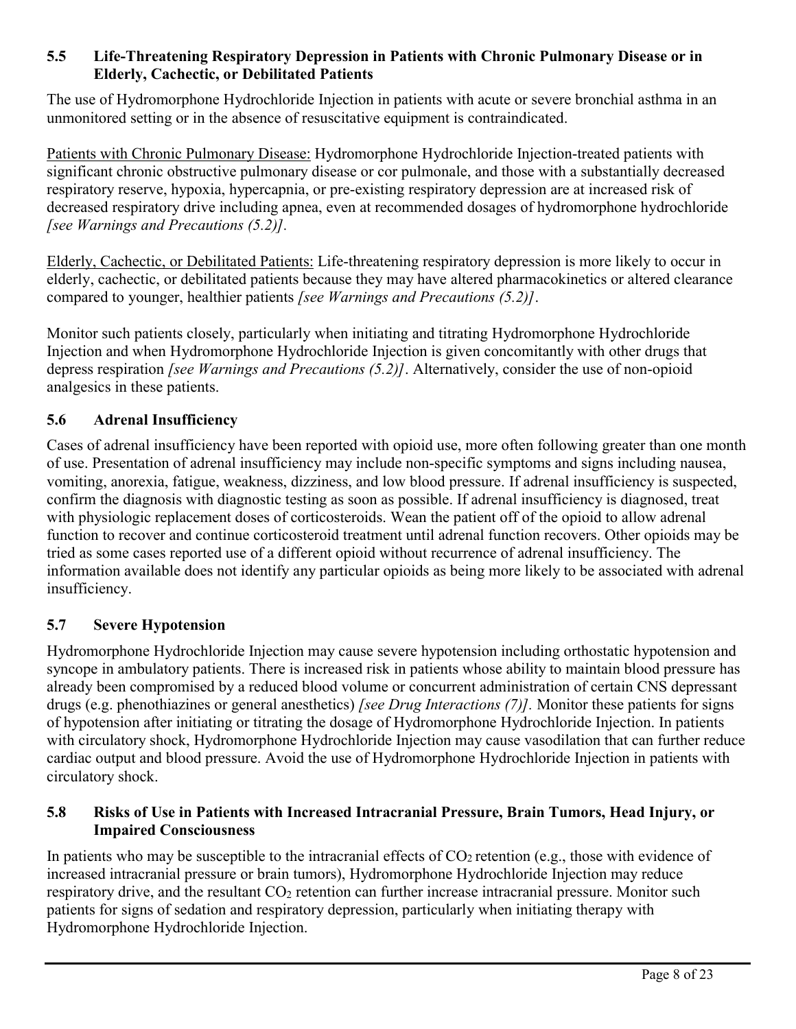### 5.5 Life-Threatening Respiratory Depression in Patients with Chronic Pulmonary Disease or in Elderly, Cachectic, or Debilitated Patients

The use of Hydromorphone Hydrochloride Injection in patients with acute or severe bronchial asthma in an unmonitored setting or in the absence of resuscitative equipment is contraindicated.

Patients with Chronic Pulmonary Disease: Hydromorphone Hydrochloride Injection-treated patients with significant chronic obstructive pulmonary disease or cor pulmonale, and those with a substantially decreased respiratory reserve, hypoxia, hypercapnia, or pre-existing respiratory depression are at increased risk of decreased respiratory drive including apnea, even at recommended dosages of hydromorphone hydrochloride *[see Warnings and Precautions (5.2)]*.

Elderly, Cachectic, or Debilitated Patients: Life-threatening respiratory depression is more likely to occur in elderly, cachectic, or debilitated patients because they may have altered pharmacokinetics or altered clearance compared to younger, healthier patients *[see Warnings and Precautions (5.2)]*.

Monitor such patients closely, particularly when initiating and titrating Hydromorphone Hydrochloride Injection and when Hydromorphone Hydrochloride Injection is given concomitantly with other drugs that depress respiration *[see Warnings and Precautions (5.2)]*. Alternatively, consider the use of non-opioid analgesics in these patients.

### 5.6 Adrenal Insufficiency

Cases of adrenal insufficiency have been reported with opioid use, more often following greater than one month of use. Presentation of adrenal insufficiency may include non-specific symptoms and signs including nausea, vomiting, anorexia, fatigue, weakness, dizziness, and low blood pressure. If adrenal insufficiency is suspected, confirm the diagnosis with diagnostic testing as soon as possible. If adrenal insufficiency is diagnosed, treat with physiologic replacement doses of corticosteroids. Wean the patient off of the opioid to allow adrenal function to recover and continue corticosteroid treatment until adrenal function recovers. Other opioids may be tried as some cases reported use of a different opioid without recurrence of adrenal insufficiency. The information available does not identify any particular opioids as being more likely to be associated with adrenal insufficiency.

### 5.7 Severe Hypotension

Hydromorphone Hydrochloride Injection may cause severe hypotension including orthostatic hypotension and syncope in ambulatory patients. There is increased risk in patients whose ability to maintain blood pressure has already been compromised by a reduced blood volume or concurrent administration of certain CNS depressant drugs (e.g. phenothiazines or general anesthetics) *[see Drug Interactions (7)].* Monitor these patients for signs of hypotension after initiating or titrating the dosage of Hydromorphone Hydrochloride Injection. In patients with circulatory shock, Hydromorphone Hydrochloride Injection may cause vasodilation that can further reduce cardiac output and blood pressure. Avoid the use of Hydromorphone Hydrochloride Injection in patients with circulatory shock.

### 5.8 Risks of Use in Patients with Increased Intracranial Pressure, Brain Tumors, Head Injury, or Impaired Consciousness

In patients who may be susceptible to the intracranial effects of $CO_2$ retention (e.g., those with evidence of increased intracranial pressure or brain tumors), Hydromorphone Hydrochloride Injection may reduce respiratory drive, and the resultant $CO_2$ retention can further increase intracranial pressure. Monitor such patients for signs of sedation and respiratory depression, particularly when initiating therapy with Hydromorphone Hydrochloride Injection.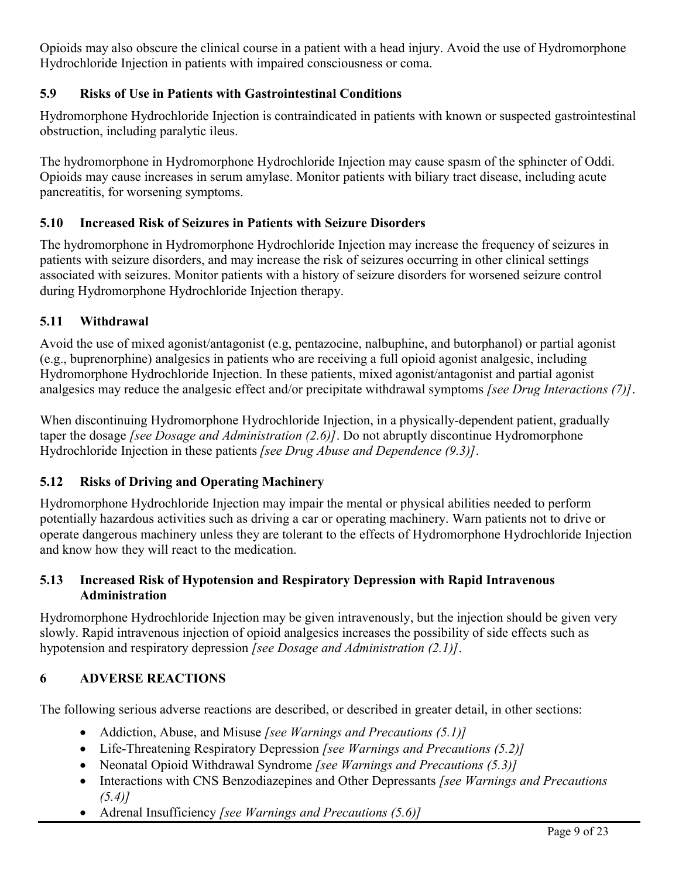Opioids may also obscure the clinical course in a patient with a head injury. Avoid the use of Hydromorphone Hydrochloride Injection in patients with impaired consciousness or coma.

### 5.9 Risks of Use in Patients with Gastrointestinal Conditions

Hydromorphone Hydrochloride Injection is contraindicated in patients with known or suspected gastrointestinal obstruction, including paralytic ileus.

The hydromorphone in Hydromorphone Hydrochloride Injection may cause spasm of the sphincter of Oddi. Opioids may cause increases in serum amylase. Monitor patients with biliary tract disease, including acute pancreatitis, for worsening symptoms.

### 5.10 Increased Risk of Seizures in Patients with Seizure Disorders

The hydromorphone in Hydromorphone Hydrochloride Injection may increase the frequency of seizures in patients with seizure disorders, and may increase the risk of seizures occurring in other clinical settings associated with seizures. Monitor patients with a history of seizure disorders for worsened seizure control during Hydromorphone Hydrochloride Injection therapy.

### 5.11 Withdrawal

Avoid the use of mixed agonist/antagonist (e.g, pentazocine, nalbuphine, and butorphanol) or partial agonist (e.g., buprenorphine) analgesics in patients who are receiving a full opioid agonist analgesic, including Hydromorphone Hydrochloride Injection. In these patients, mixed agonist/antagonist and partial agonist analgesics may reduce the analgesic effect and/or precipitate withdrawal symptoms *[see Drug Interactions (7)]*.

When discontinuing Hydromorphone Hydrochloride Injection, in a physically-dependent patient, gradually taper the dosage *[see Dosage and Administration (2.6)]*. Do not abruptly discontinue Hydromorphone Hydrochloride Injection in these patients *[see Drug Abuse and Dependence (9.3)]*.

### 5.12 Risks of Driving and Operating Machinery

Hydromorphone Hydrochloride Injection may impair the mental or physical abilities needed to perform potentially hazardous activities such as driving a car or operating machinery. Warn patients not to drive or operate dangerous machinery unless they are tolerant to the effects of Hydromorphone Hydrochloride Injection and know how they will react to the medication.

### 5.13 Increased Risk of Hypotension and Respiratory Depression with Rapid Intravenous Administration

Hydromorphone Hydrochloride Injection may be given intravenously, but the injection should be given very slowly. Rapid intravenous injection of opioid analgesics increases the possibility of side effects such as hypotension and respiratory depression *[see Dosage and Administration (2.1)]*.

## 6 ADVERSE REACTIONS

The following serious adverse reactions are described, or described in greater detail, in other sections:

- Addiction, Abuse, and Misuse *[see Warnings and Precautions (5.1)]*
- Life-Threatening Respiratory Depression *[see Warnings and Precautions (5.2)]*
- Neonatal Opioid Withdrawal Syndrome *[see Warnings and Precautions (5.3)]*
- Interactions with CNS Benzodiazepines and Other Depressants *[see Warnings and Precautions (5.4)]*
- Adrenal Insufficiency *[see Warnings and Precautions (5.6)]*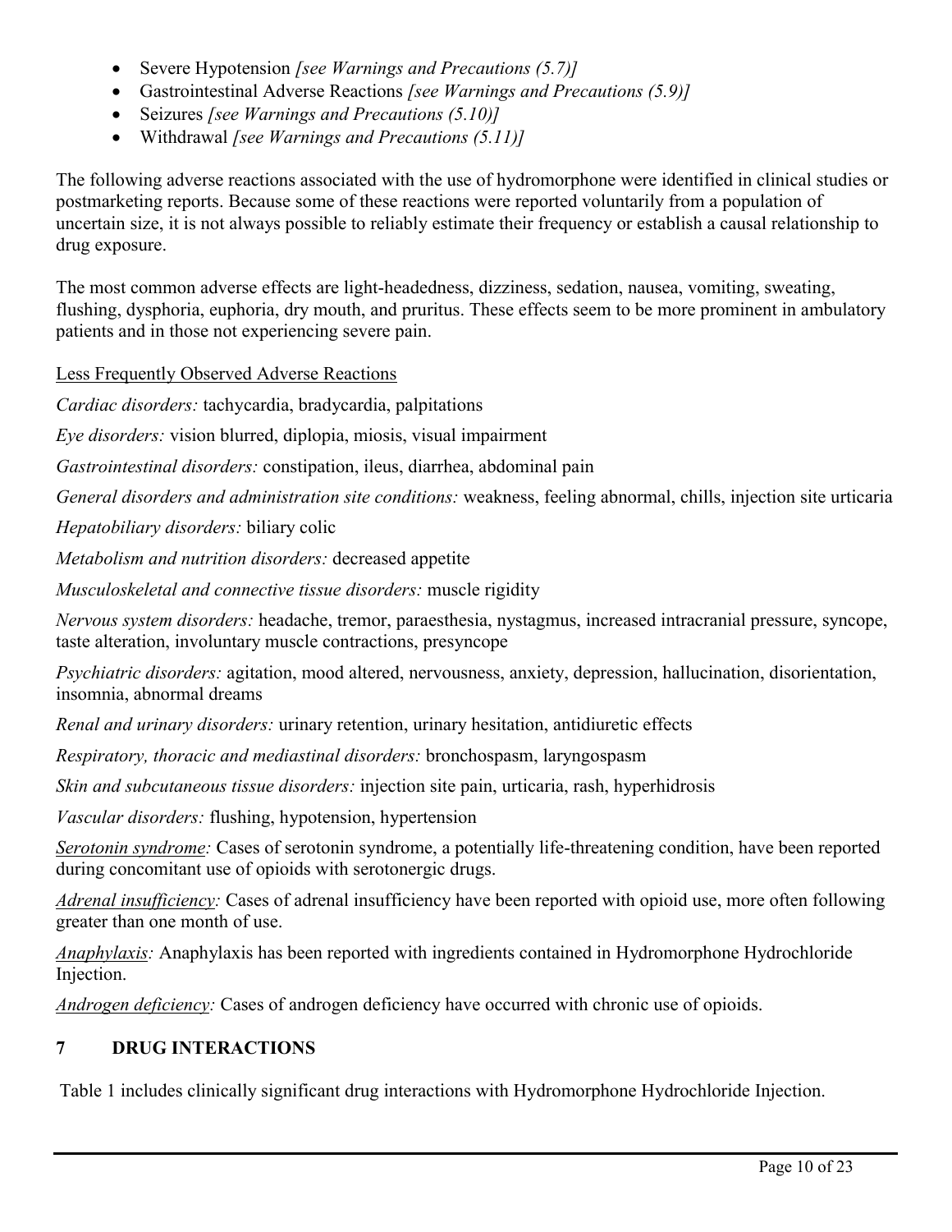- Severe Hypotension *[see Warnings and Precautions (5.7)]*
- Gastrointestinal Adverse Reactions *[see Warnings and Precautions (5.9)]*
- Seizures *[see Warnings and Precautions (5.10)]*
- Withdrawal *[see Warnings and Precautions (5.11)]*

The following adverse reactions associated with the use of hydromorphone were identified in clinical studies or postmarketing reports. Because some of these reactions were reported voluntarily from a population of uncertain size, it is not always possible to reliably estimate their frequency or establish a causal relationship to drug exposure.

The most common adverse effects are light-headedness, dizziness, sedation, nausea, vomiting, sweating, flushing, dysphoria, euphoria, dry mouth, and pruritus. These effects seem to be more prominent in ambulatory patients and in those not experiencing severe pain.

<u>Less Frequently Observed Adverse Reactions</u>

*Cardiac disorders:* tachycardia, bradycardia, palpitations

*Eye disorders:* vision blurred, diplopia, miosis, visual impairment

*Gastrointestinal disorders:* constipation, ileus, diarrhea, abdominal pain

*General disorders and administration site conditions:* weakness, feeling abnormal, chills, injection site urticaria

*Hepatobiliary disorders:* biliary colic

*Metabolism and nutrition disorders:* decreased appetite

*Musculoskeletal and connective tissue disorders:* muscle rigidity

*Nervous system disorders:* headache, tremor, paraesthesia, nystagmus, increased intracranial pressure, syncope, taste alteration, involuntary muscle contractions, presyncope

*Psychiatric disorders:* agitation, mood altered, nervousness, anxiety, depression, hallucination, disorientation, insomnia, abnormal dreams

*Renal and urinary disorders:* urinary retention, urinary hesitation, antidiuretic effects

*Respiratory, thoracic and mediastinal disorders:* bronchospasm, laryngospasm

*Skin and subcutaneous tissue disorders:* injection site pain, urticaria, rash, hyperhidrosis

*Vascular disorders:* flushing, hypotension, hypertension

*<u>Serotonin syndrome</u>:* Cases of serotonin syndrome, a potentially life-threatening condition, have been reported during concomitant use of opioids with serotonergic drugs.

*<u>Adrenal insufficiency</u>:* Cases of adrenal insufficiency have been reported with opioid use, more often following greater than one month of use.

*<u>Anaphylaxis</u>:* Anaphylaxis has been reported with ingredients contained in Hydromorphone Hydrochloride Injection.

*<u>Androgen deficiency</u>:* Cases of androgen deficiency have occurred with chronic use of opioids.

## 7 DRUG INTERACTIONS

Table 1 includes clinically significant drug interactions with Hydromorphone Hydrochloride Injection.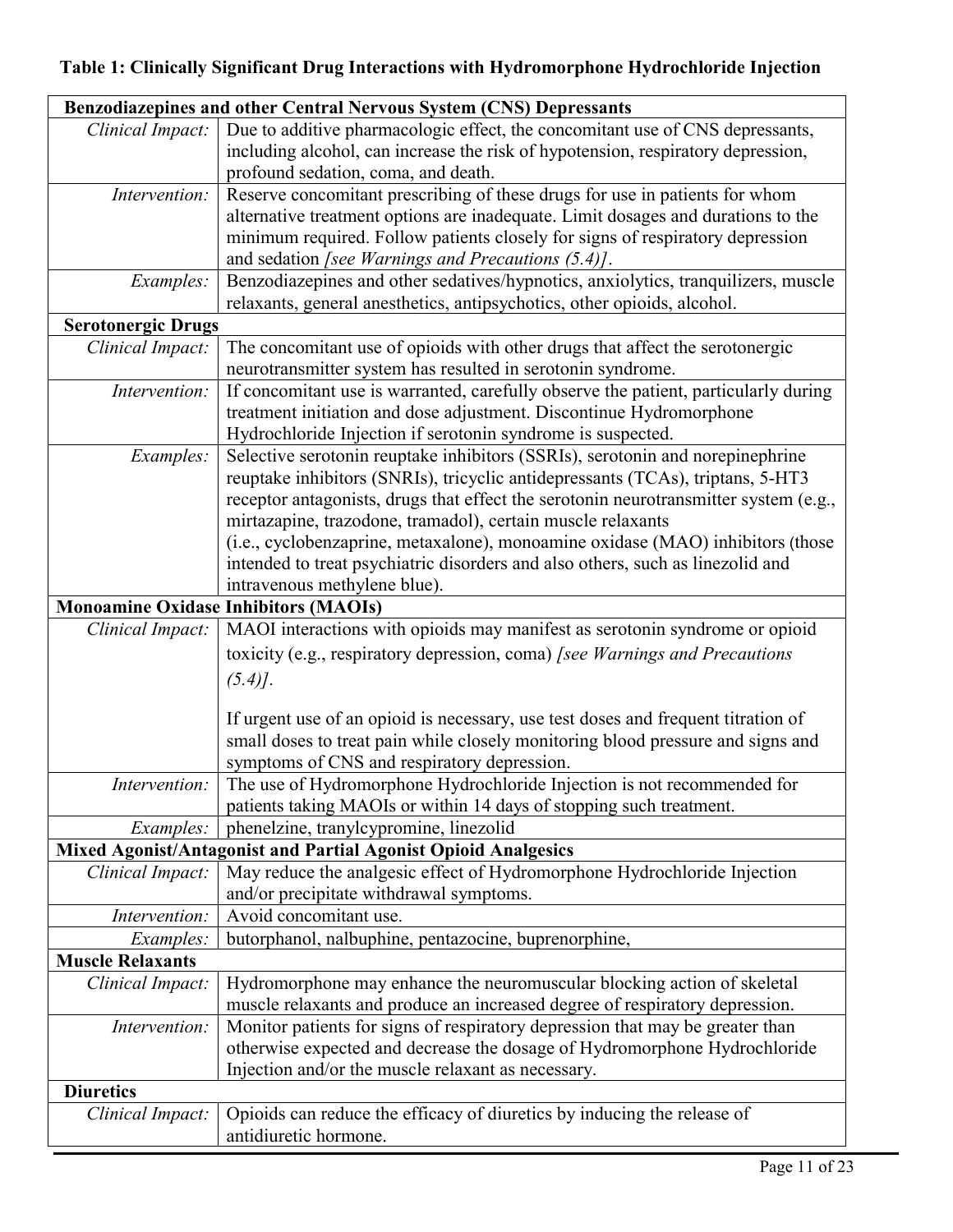**Table 1: Clinically Significant Drug Interactions with Hydromorphone Hydrochloride Injection**

| **Benzodiazepines and other Central Nervous System (CNS) Depressants** | |
|---|---|
| *Clinical Impact:* | Due to additive pharmacologic effect, the concomitant use of CNS depressants, including alcohol, can increase the risk of hypotension, respiratory depression, profound sedation, coma, and death. |
| *Intervention:* | Reserve concomitant prescribing of these drugs for use in patients for whom alternative treatment options are inadequate. Limit dosages and durations to the minimum required. Follow patients closely for signs of respiratory depression and sedation *[see Warnings and Precautions (5.4)]*. |
| *Examples:* | Benzodiazepines and other sedatives/hypnotics, anxiolytics, tranquilizers, muscle relaxants, general anesthetics, antipsychotics, other opioids, alcohol. |
| **Serotonergic Drugs** | |
| *Clinical Impact:* | The concomitant use of opioids with other drugs that affect the serotonergic neurotransmitter system has resulted in serotonin syndrome. |
| *Intervention:* | If concomitant use is warranted, carefully observe the patient, particularly during treatment initiation and dose adjustment. Discontinue Hydromorphone Hydrochloride Injection if serotonin syndrome is suspected. |
| *Examples:* | Selective serotonin reuptake inhibitors (SSRIs), serotonin and norepinephrine reuptake inhibitors (SNRIs), tricyclic antidepressants (TCAs), triptans, 5-HT3 receptor antagonists, drugs that effect the serotonin neurotransmitter system (e.g., mirtazapine, trazodone, tramadol), certain muscle relaxants (i.e., cyclobenzaprine, metaxalone), monoamine oxidase (MAO) inhibitors (those intended to treat psychiatric disorders and also others, such as linezolid and intravenous methylene blue). |
| **Monoamine Oxidase Inhibitors (MAOIs)** | |
| *Clinical Impact:* | MAOI interactions with opioids may manifest as serotonin syndrome or opioid toxicity (e.g., respiratory depression, coma) *[see Warnings and Precautions (5.4)]*.<br><br>If urgent use of an opioid is necessary, use test doses and frequent titration of small doses to treat pain while closely monitoring blood pressure and signs and symptoms of CNS and respiratory depression. |
| *Intervention:* | The use of Hydromorphone Hydrochloride Injection is not recommended for patients taking MAOIs or within 14 days of stopping such treatment. |
| *Examples:* | phenelzine, tranylcypromine, linezolid |
| **Mixed Agonist/Antagonist and Partial Agonist Opioid Analgesics** | |
| *Clinical Impact:* | May reduce the analgesic effect of Hydromorphone Hydrochloride Injection and/or precipitate withdrawal symptoms. |
| *Intervention:* | Avoid concomitant use. |
| *Examples:* | butorphanol, nalbuphine, pentazocine, buprenorphine, |
| **Muscle Relaxants** | |
| *Clinical Impact:* | Hydromorphone may enhance the neuromuscular blocking action of skeletal muscle relaxants and produce an increased degree of respiratory depression. |
| *Intervention:* | Monitor patients for signs of respiratory depression that may be greater than otherwise expected and decrease the dosage of Hydromorphone Hydrochloride Injection and/or the muscle relaxant as necessary. |
| **Diuretics** | |
| *Clinical Impact:* | Opioids can reduce the efficacy of diuretics by inducing the release of antidiuretic hormone. |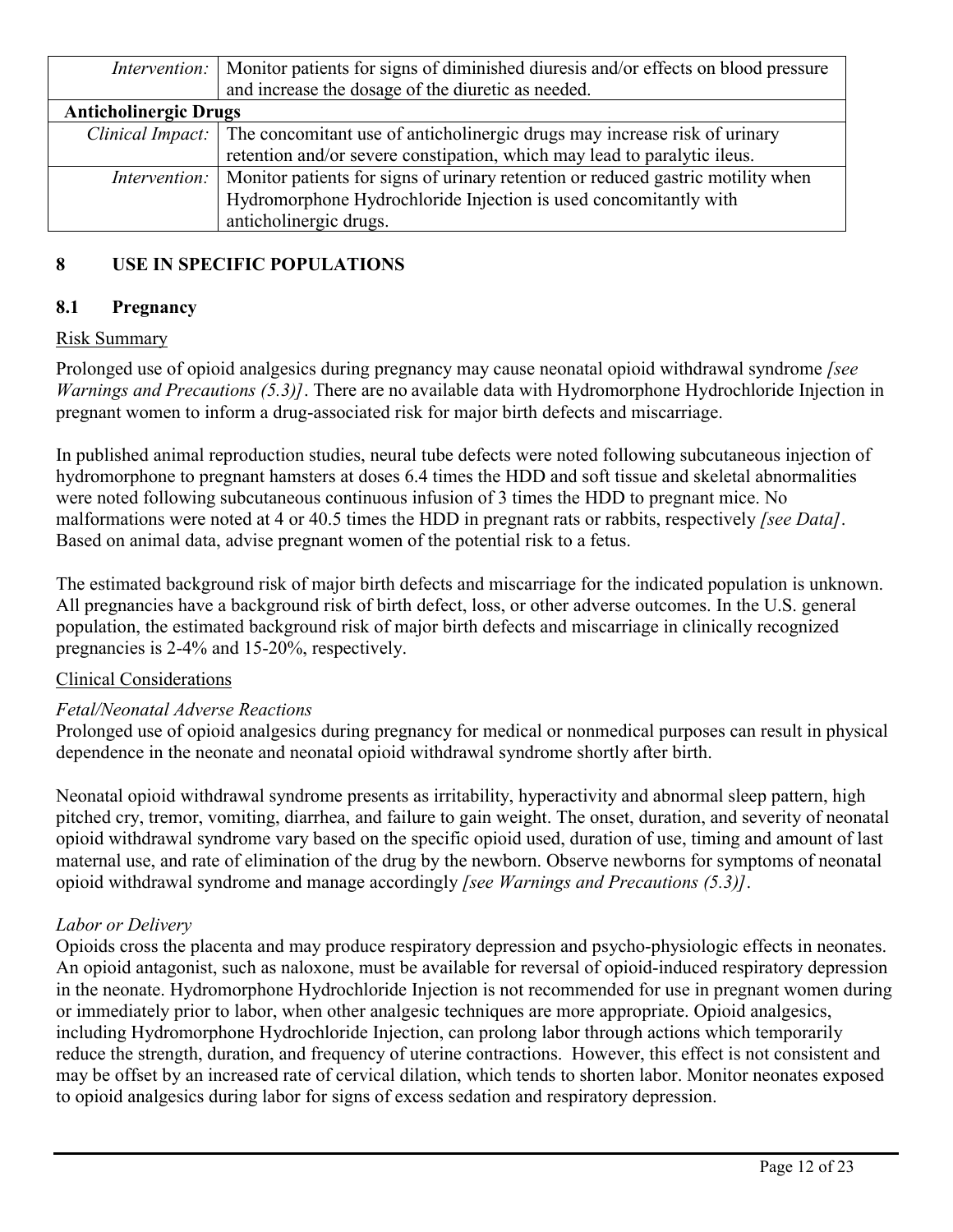| | |
|---|---|
| *Intervention:* | Monitor patients for signs of diminished diuresis and/or effects on blood pressure and increase the dosage of the diuretic as needed. |
| **Anticholinergic Drugs** | |
| *Clinical Impact:* | The concomitant use of anticholinergic drugs may increase risk of urinary retention and/or severe constipation, which may lead to paralytic ileus. |
| *Intervention:* | Monitor patients for signs of urinary retention or reduced gastric motility when Hydromorphone Hydrochloride Injection is used concomitantly with anticholinergic drugs. |

## 8 USE IN SPECIFIC POPULATIONS

### 8.1 Pregnancy

Risk Summary

Prolonged use of opioid analgesics during pregnancy may cause neonatal opioid withdrawal syndrome *[see Warnings and Precautions (5.3)]*. There are no available data with Hydromorphone Hydrochloride Injection in pregnant women to inform a drug-associated risk for major birth defects and miscarriage.

In published animal reproduction studies, neural tube defects were noted following subcutaneous injection of hydromorphone to pregnant hamsters at doses 6.4 times the HDD and soft tissue and skeletal abnormalities were noted following subcutaneous continuous infusion of 3 times the HDD to pregnant mice. No malformations were noted at 4 or 40.5 times the HDD in pregnant rats or rabbits, respectively *[see Data]*. Based on animal data, advise pregnant women of the potential risk to a fetus.

The estimated background risk of major birth defects and miscarriage for the indicated population is unknown. All pregnancies have a background risk of birth defect, loss, or other adverse outcomes. In the U.S. general population, the estimated background risk of major birth defects and miscarriage in clinically recognized pregnancies is 2-4% and 15-20%, respectively.

Clinical Considerations

*Fetal/Neonatal Adverse Reactions*

Prolonged use of opioid analgesics during pregnancy for medical or nonmedical purposes can result in physical dependence in the neonate and neonatal opioid withdrawal syndrome shortly after birth.

Neonatal opioid withdrawal syndrome presents as irritability, hyperactivity and abnormal sleep pattern, high pitched cry, tremor, vomiting, diarrhea, and failure to gain weight. The onset, duration, and severity of neonatal opioid withdrawal syndrome vary based on the specific opioid used, duration of use, timing and amount of last maternal use, and rate of elimination of the drug by the newborn. Observe newborns for symptoms of neonatal opioid withdrawal syndrome and manage accordingly *[see Warnings and Precautions (5.3)]*.

*Labor or Delivery*

Opioids cross the placenta and may produce respiratory depression and psycho-physiologic effects in neonates. An opioid antagonist, such as naloxone, must be available for reversal of opioid-induced respiratory depression in the neonate. Hydromorphone Hydrochloride Injection is not recommended for use in pregnant women during or immediately prior to labor, when other analgesic techniques are more appropriate. Opioid analgesics, including Hydromorphone Hydrochloride Injection, can prolong labor through actions which temporarily reduce the strength, duration, and frequency of uterine contractions. However, this effect is not consistent and may be offset by an increased rate of cervical dilation, which tends to shorten labor. Monitor neonates exposed to opioid analgesics during labor for signs of excess sedation and respiratory depression.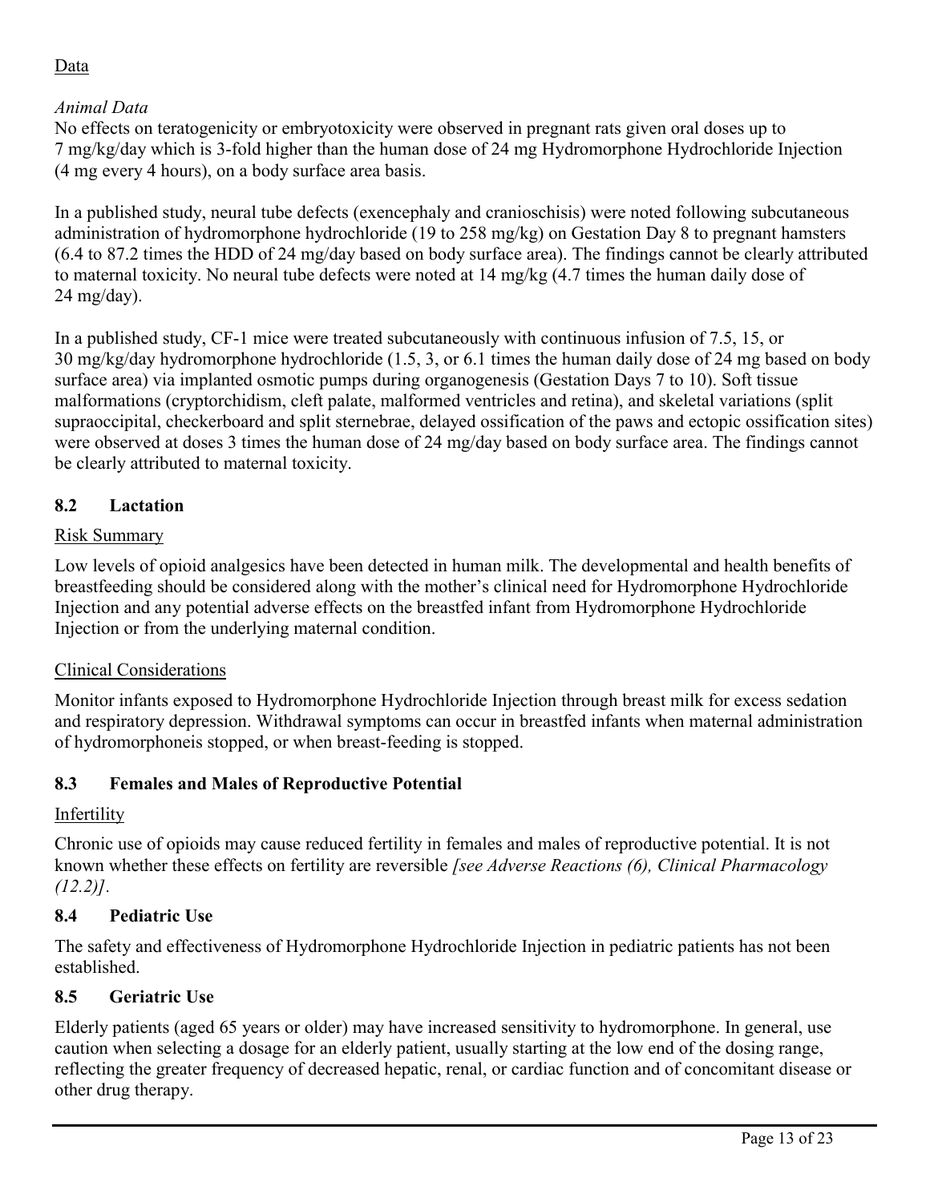Data

*Animal Data*

No effects on teratogenicity or embryotoxicity were observed in pregnant rats given oral doses up to 7 mg/kg/day which is 3-fold higher than the human dose of 24 mg Hydromorphone Hydrochloride Injection (4 mg every 4 hours), on a body surface area basis.

In a published study, neural tube defects (exencephaly and cranioschisis) were noted following subcutaneous administration of hydromorphone hydrochloride (19 to 258 mg/kg) on Gestation Day 8 to pregnant hamsters (6.4 to 87.2 times the HDD of 24 mg/day based on body surface area). The findings cannot be clearly attributed to maternal toxicity. No neural tube defects were noted at 14 mg/kg (4.7 times the human daily dose of 24 mg/day).

In a published study, CF-1 mice were treated subcutaneously with continuous infusion of 7.5, 15, or 30 mg/kg/day hydromorphone hydrochloride (1.5, 3, or 6.1 times the human daily dose of 24 mg based on body surface area) via implanted osmotic pumps during organogenesis (Gestation Days 7 to 10). Soft tissue malformations (cryptorchidism, cleft palate, malformed ventricles and retina), and skeletal variations (split supraoccipital, checkerboard and split sternebrae, delayed ossification of the paws and ectopic ossification sites) were observed at doses 3 times the human dose of 24 mg/day based on body surface area. The findings cannot be clearly attributed to maternal toxicity.

## 8.2 Lactation

Risk Summary

Low levels of opioid analgesics have been detected in human milk. The developmental and health benefits of breastfeeding should be considered along with the mother's clinical need for Hydromorphone Hydrochloride Injection and any potential adverse effects on the breastfed infant from Hydromorphone Hydrochloride Injection or from the underlying maternal condition.

Clinical Considerations

Monitor infants exposed to Hydromorphone Hydrochloride Injection through breast milk for excess sedation and respiratory depression. Withdrawal symptoms can occur in breastfed infants when maternal administration of hydromorphoneis stopped, or when breast-feeding is stopped.

## 8.3 Females and Males of Reproductive Potential

Infertility

Chronic use of opioids may cause reduced fertility in females and males of reproductive potential. It is not known whether these effects on fertility are reversible *[see Adverse Reactions (6), Clinical Pharmacology (12.2)]*.

## 8.4 Pediatric Use

The safety and effectiveness of Hydromorphone Hydrochloride Injection in pediatric patients has not been established.

## 8.5 Geriatric Use

Elderly patients (aged 65 years or older) may have increased sensitivity to hydromorphone. In general, use caution when selecting a dosage for an elderly patient, usually starting at the low end of the dosing range, reflecting the greater frequency of decreased hepatic, renal, or cardiac function and of concomitant disease or other drug therapy.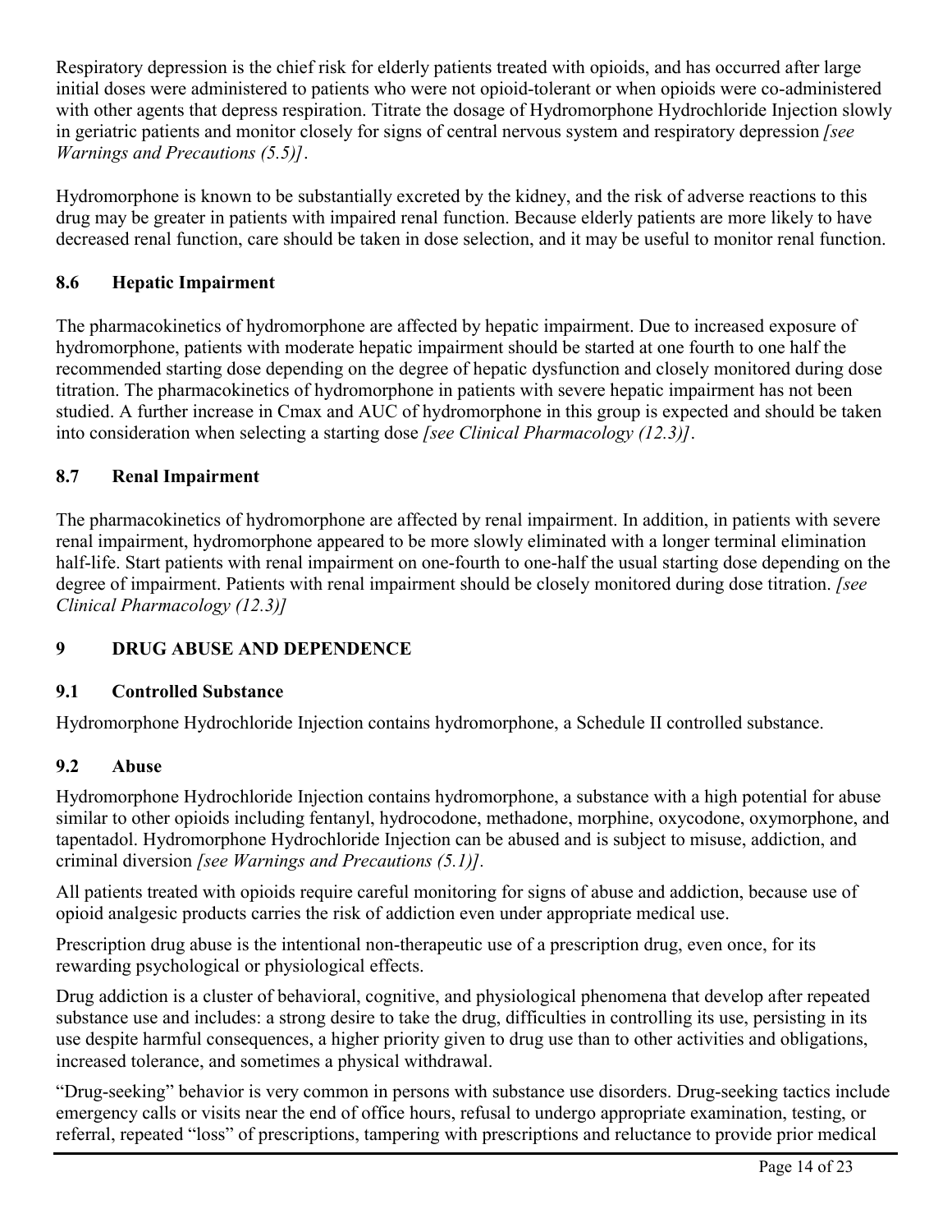Respiratory depression is the chief risk for elderly patients treated with opioids, and has occurred after large initial doses were administered to patients who were not opioid-tolerant or when opioids were co-administered with other agents that depress respiration. Titrate the dosage of Hydromorphone Hydrochloride Injection slowly in geriatric patients and monitor closely for signs of central nervous system and respiratory depression *[see Warnings and Precautions (5.5)]*.

Hydromorphone is known to be substantially excreted by the kidney, and the risk of adverse reactions to this drug may be greater in patients with impaired renal function. Because elderly patients are more likely to have decreased renal function, care should be taken in dose selection, and it may be useful to monitor renal function.

### 8.6 Hepatic Impairment

The pharmacokinetics of hydromorphone are affected by hepatic impairment. Due to increased exposure of hydromorphone, patients with moderate hepatic impairment should be started at one fourth to one half the recommended starting dose depending on the degree of hepatic dysfunction and closely monitored during dose titration. The pharmacokinetics of hydromorphone in patients with severe hepatic impairment has not been studied. A further increase in Cmax and AUC of hydromorphone in this group is expected and should be taken into consideration when selecting a starting dose *[see Clinical Pharmacology (12.3)]*.

### 8.7 Renal Impairment

The pharmacokinetics of hydromorphone are affected by renal impairment. In addition, in patients with severe renal impairment, hydromorphone appeared to be more slowly eliminated with a longer terminal elimination half-life. Start patients with renal impairment on one-fourth to one-half the usual starting dose depending on the degree of impairment. Patients with renal impairment should be closely monitored during dose titration. *[see Clinical Pharmacology (12.3)]*

## 9 DRUG ABUSE AND DEPENDENCE

### 9.1 Controlled Substance

Hydromorphone Hydrochloride Injection contains hydromorphone, a Schedule II controlled substance.

### 9.2 Abuse

Hydromorphone Hydrochloride Injection contains hydromorphone, a substance with a high potential for abuse similar to other opioids including fentanyl, hydrocodone, methadone, morphine, oxycodone, oxymorphone, and tapentadol. Hydromorphone Hydrochloride Injection can be abused and is subject to misuse, addiction, and criminal diversion *[see Warnings and Precautions (5.1)]*.

All patients treated with opioids require careful monitoring for signs of abuse and addiction, because use of opioid analgesic products carries the risk of addiction even under appropriate medical use.

Prescription drug abuse is the intentional non-therapeutic use of a prescription drug, even once, for its rewarding psychological or physiological effects.

Drug addiction is a cluster of behavioral, cognitive, and physiological phenomena that develop after repeated substance use and includes: a strong desire to take the drug, difficulties in controlling its use, persisting in its use despite harmful consequences, a higher priority given to drug use than to other activities and obligations, increased tolerance, and sometimes a physical withdrawal.

"Drug-seeking" behavior is very common in persons with substance use disorders. Drug-seeking tactics include emergency calls or visits near the end of office hours, refusal to undergo appropriate examination, testing, or referral, repeated "loss" of prescriptions, tampering with prescriptions and reluctance to provide prior medical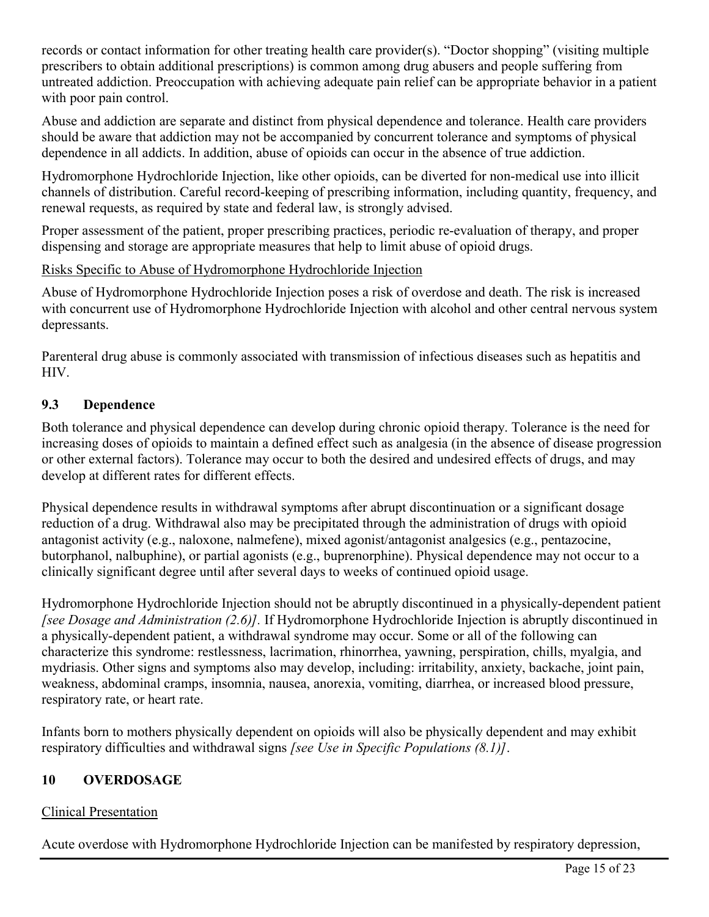records or contact information for other treating health care provider(s). "Doctor shopping" (visiting multiple prescribers to obtain additional prescriptions) is common among drug abusers and people suffering from untreated addiction. Preoccupation with achieving adequate pain relief can be appropriate behavior in a patient with poor pain control.

Abuse and addiction are separate and distinct from physical dependence and tolerance. Health care providers should be aware that addiction may not be accompanied by concurrent tolerance and symptoms of physical dependence in all addicts. In addition, abuse of opioids can occur in the absence of true addiction.

Hydromorphone Hydrochloride Injection, like other opioids, can be diverted for non-medical use into illicit channels of distribution. Careful record-keeping of prescribing information, including quantity, frequency, and renewal requests, as required by state and federal law, is strongly advised.

Proper assessment of the patient, proper prescribing practices, periodic re-evaluation of therapy, and proper dispensing and storage are appropriate measures that help to limit abuse of opioid drugs.

Risks Specific to Abuse of Hydromorphone Hydrochloride Injection

Abuse of Hydromorphone Hydrochloride Injection poses a risk of overdose and death. The risk is increased with concurrent use of Hydromorphone Hydrochloride Injection with alcohol and other central nervous system depressants.

Parenteral drug abuse is commonly associated with transmission of infectious diseases such as hepatitis and HIV.

## 9.3 Dependence

Both tolerance and physical dependence can develop during chronic opioid therapy. Tolerance is the need for increasing doses of opioids to maintain a defined effect such as analgesia (in the absence of disease progression or other external factors). Tolerance may occur to both the desired and undesired effects of drugs, and may develop at different rates for different effects.

Physical dependence results in withdrawal symptoms after abrupt discontinuation or a significant dosage reduction of a drug. Withdrawal also may be precipitated through the administration of drugs with opioid antagonist activity (e.g., naloxone, nalmefene), mixed agonist/antagonist analgesics (e.g., pentazocine, butorphanol, nalbuphine), or partial agonists (e.g., buprenorphine). Physical dependence may not occur to a clinically significant degree until after several days to weeks of continued opioid usage.

Hydromorphone Hydrochloride Injection should not be abruptly discontinued in a physically-dependent patient *[see Dosage and Administration (2.6)]*. If Hydromorphone Hydrochloride Injection is abruptly discontinued in a physically-dependent patient, a withdrawal syndrome may occur. Some or all of the following can characterize this syndrome: restlessness, lacrimation, rhinorrhea, yawning, perspiration, chills, myalgia, and mydriasis. Other signs and symptoms also may develop, including: irritability, anxiety, backache, joint pain, weakness, abdominal cramps, insomnia, nausea, anorexia, vomiting, diarrhea, or increased blood pressure, respiratory rate, or heart rate.

Infants born to mothers physically dependent on opioids will also be physically dependent and may exhibit respiratory difficulties and withdrawal signs *[see Use in Specific Populations (8.1)]*.

# 10 OVERDOSAGE

Clinical Presentation

Acute overdose with Hydromorphone Hydrochloride Injection can be manifested by respiratory depression,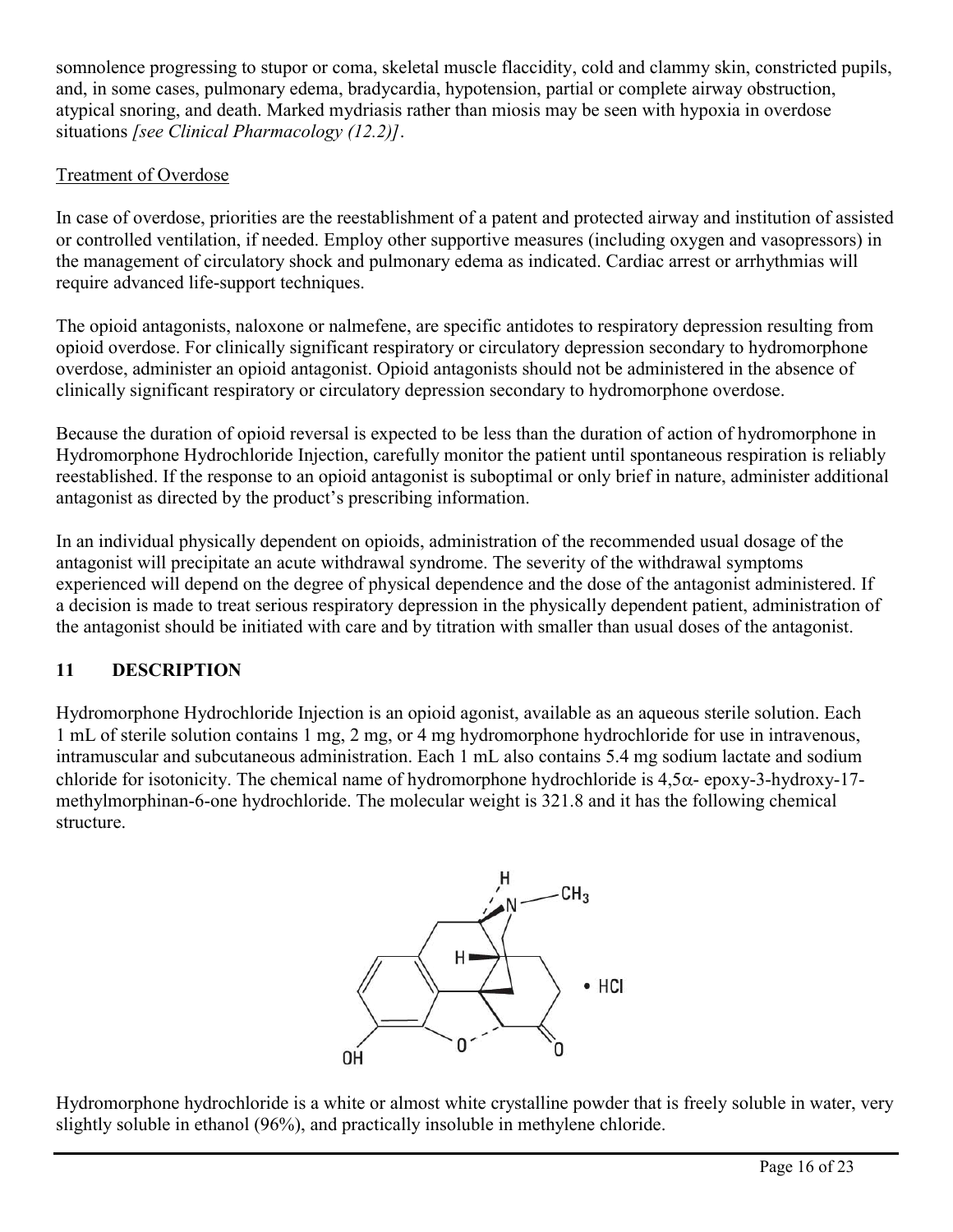somnolence progressing to stupor or coma, skeletal muscle flaccidity, cold and clammy skin, constricted pupils, and, in some cases, pulmonary edema, bradycardia, hypotension, partial or complete airway obstruction, atypical snoring, and death. Marked mydriasis rather than miosis may be seen with hypoxia in overdose situations *[see Clinical Pharmacology (12.2)]*.

Treatment of Overdose

In case of overdose, priorities are the reestablishment of a patent and protected airway and institution of assisted or controlled ventilation, if needed. Employ other supportive measures (including oxygen and vasopressors) in the management of circulatory shock and pulmonary edema as indicated. Cardiac arrest or arrhythmias will require advanced life-support techniques.

The opioid antagonists, naloxone or nalmefene, are specific antidotes to respiratory depression resulting from opioid overdose. For clinically significant respiratory or circulatory depression secondary to hydromorphone overdose, administer an opioid antagonist. Opioid antagonists should not be administered in the absence of clinically significant respiratory or circulatory depression secondary to hydromorphone overdose.

Because the duration of opioid reversal is expected to be less than the duration of action of hydromorphone in Hydromorphone Hydrochloride Injection, carefully monitor the patient until spontaneous respiration is reliably reestablished. If the response to an opioid antagonist is suboptimal or only brief in nature, administer additional antagonist as directed by the product's prescribing information.

In an individual physically dependent on opioids, administration of the recommended usual dosage of the antagonist will precipitate an acute withdrawal syndrome. The severity of the withdrawal symptoms experienced will depend on the degree of physical dependence and the dose of the antagonist administered. If a decision is made to treat serious respiratory depression in the physically dependent patient, administration of the antagonist should be initiated with care and by titration with smaller than usual doses of the antagonist.

## 11 DESCRIPTION

Hydromorphone Hydrochloride Injection is an opioid agonist, available as an aqueous sterile solution. Each 1 mL of sterile solution contains 1 mg, 2 mg, or 4 mg hydromorphone hydrochloride for use in intravenous, intramuscular and subcutaneous administration. Each 1 mL also contains 5.4 mg sodium lactate and sodium chloride for isotonicity. The chemical name of hydromorphone hydrochloride is 4,5α- epoxy-3-hydroxy-17-methylmorphinan-6-one hydrochloride. The molecular weight is 321.8 and it has the following chemical structure.

Hydromorphone hydrochloride is a white or almost white crystalline powder that is freely soluble in water, very slightly soluble in ethanol (96%), and practically insoluble in methylene chloride.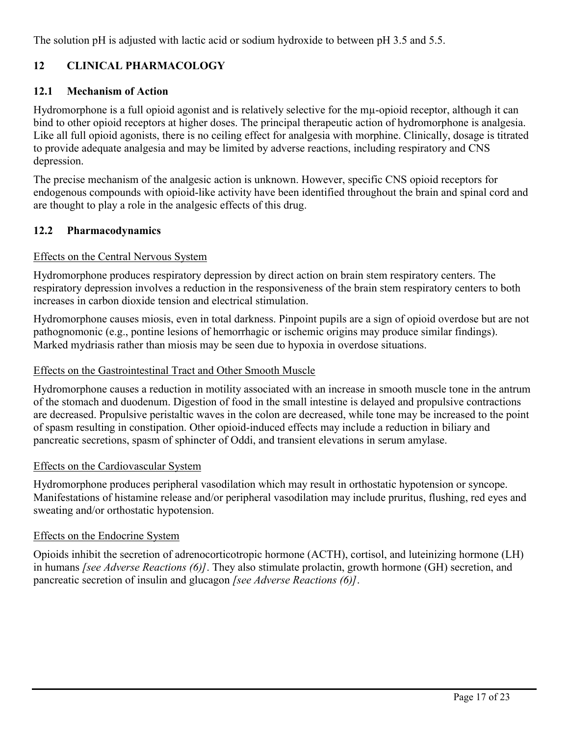The solution pH is adjusted with lactic acid or sodium hydroxide to between pH 3.5 and 5.5.

## 12 CLINICAL PHARMACOLOGY

### 12.1 Mechanism of Action

Hydromorphone is a full opioid agonist and is relatively selective for the mμ-opioid receptor, although it can bind to other opioid receptors at higher doses. The principal therapeutic action of hydromorphone is analgesia. Like all full opioid agonists, there is no ceiling effect for analgesia with morphine. Clinically, dosage is titrated to provide adequate analgesia and may be limited by adverse reactions, including respiratory and CNS depression.

The precise mechanism of the analgesic action is unknown. However, specific CNS opioid receptors for endogenous compounds with opioid-like activity have been identified throughout the brain and spinal cord and are thought to play a role in the analgesic effects of this drug.

### 12.2 Pharmacodynamics

Effects on the Central Nervous System

Hydromorphone produces respiratory depression by direct action on brain stem respiratory centers. The respiratory depression involves a reduction in the responsiveness of the brain stem respiratory centers to both increases in carbon dioxide tension and electrical stimulation.

Hydromorphone causes miosis, even in total darkness. Pinpoint pupils are a sign of opioid overdose but are not pathognomonic (e.g., pontine lesions of hemorrhagic or ischemic origins may produce similar findings). Marked mydriasis rather than miosis may be seen due to hypoxia in overdose situations.

Effects on the Gastrointestinal Tract and Other Smooth Muscle

Hydromorphone causes a reduction in motility associated with an increase in smooth muscle tone in the antrum of the stomach and duodenum. Digestion of food in the small intestine is delayed and propulsive contractions are decreased. Propulsive peristaltic waves in the colon are decreased, while tone may be increased to the point of spasm resulting in constipation. Other opioid-induced effects may include a reduction in biliary and pancreatic secretions, spasm of sphincter of Oddi, and transient elevations in serum amylase.

Effects on the Cardiovascular System

Hydromorphone produces peripheral vasodilation which may result in orthostatic hypotension or syncope. Manifestations of histamine release and/or peripheral vasodilation may include pruritus, flushing, red eyes and sweating and/or orthostatic hypotension.

Effects on the Endocrine System

Opioids inhibit the secretion of adrenocorticotropic hormone (ACTH), cortisol, and luteinizing hormone (LH) in humans *[see Adverse Reactions (6)]*. They also stimulate prolactin, growth hormone (GH) secretion, and pancreatic secretion of insulin and glucagon *[see Adverse Reactions (6)]*.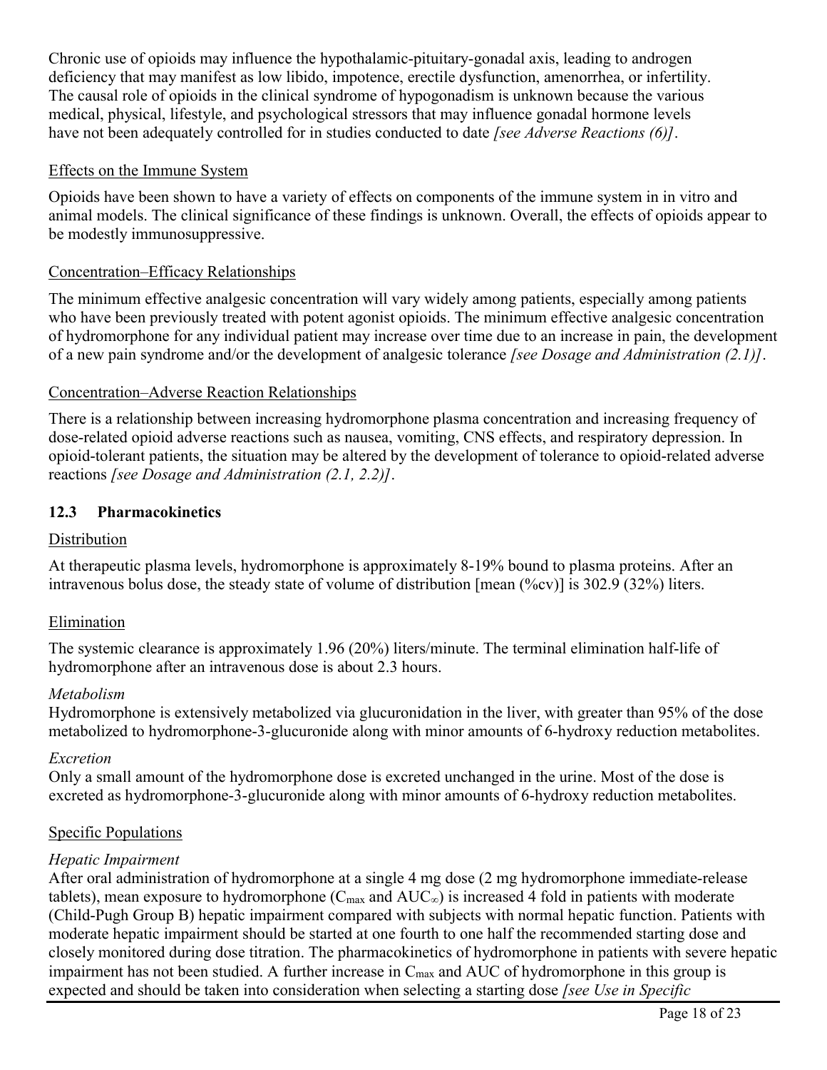Chronic use of opioids may influence the hypothalamic-pituitary-gonadal axis, leading to androgen deficiency that may manifest as low libido, impotence, erectile dysfunction, amenorrhea, or infertility. The causal role of opioids in the clinical syndrome of hypogonadism is unknown because the various medical, physical, lifestyle, and psychological stressors that may influence gonadal hormone levels have not been adequately controlled for in studies conducted to date *[see Adverse Reactions (6)]*.

Effects on the Immune System

Opioids have been shown to have a variety of effects on components of the immune system in in vitro and animal models. The clinical significance of these findings is unknown. Overall, the effects of opioids appear to be modestly immunosuppressive.

Concentration–Efficacy Relationships

The minimum effective analgesic concentration will vary widely among patients, especially among patients who have been previously treated with potent agonist opioids. The minimum effective analgesic concentration of hydromorphone for any individual patient may increase over time due to an increase in pain, the development of a new pain syndrome and/or the development of analgesic tolerance *[see Dosage and Administration (2.1)]*.

Concentration–Adverse Reaction Relationships

There is a relationship between increasing hydromorphone plasma concentration and increasing frequency of dose-related opioid adverse reactions such as nausea, vomiting, CNS effects, and respiratory depression. In opioid-tolerant patients, the situation may be altered by the development of tolerance to opioid-related adverse reactions *[see Dosage and Administration (2.1, 2.2)]*.

### 12.3 Pharmacokinetics

Distribution

At therapeutic plasma levels, hydromorphone is approximately 8-19% bound to plasma proteins. After an intravenous bolus dose, the steady state of volume of distribution [mean (%cv)] is 302.9 (32%) liters.

Elimination

The systemic clearance is approximately 1.96 (20%) liters/minute. The terminal elimination half-life of hydromorphone after an intravenous dose is about 2.3 hours.

*Metabolism*

Hydromorphone is extensively metabolized via glucuronidation in the liver, with greater than 95% of the dose metabolized to hydromorphone-3-glucuronide along with minor amounts of 6-hydroxy reduction metabolites.

*Excretion*

Only a small amount of the hydromorphone dose is excreted unchanged in the urine. Most of the dose is excreted as hydromorphone-3-glucuronide along with minor amounts of 6-hydroxy reduction metabolites.

Specific Populations

*Hepatic Impairment*

After oral administration of hydromorphone at a single 4 mg dose (2 mg hydromorphone immediate-release tablets), mean exposure to hydromorphone ($C_{max}$ and $AUC_{\infty}$) is increased 4 fold in patients with moderate (Child-Pugh Group B) hepatic impairment compared with subjects with normal hepatic function. Patients with moderate hepatic impairment should be started at one fourth to one half the recommended starting dose and closely monitored during dose titration. The pharmacokinetics of hydromorphone in patients with severe hepatic impairment has not been studied. A further increase in $C_{max}$ and AUC of hydromorphone in this group is expected and should be taken into consideration when selecting a starting dose *[see Use in Specific*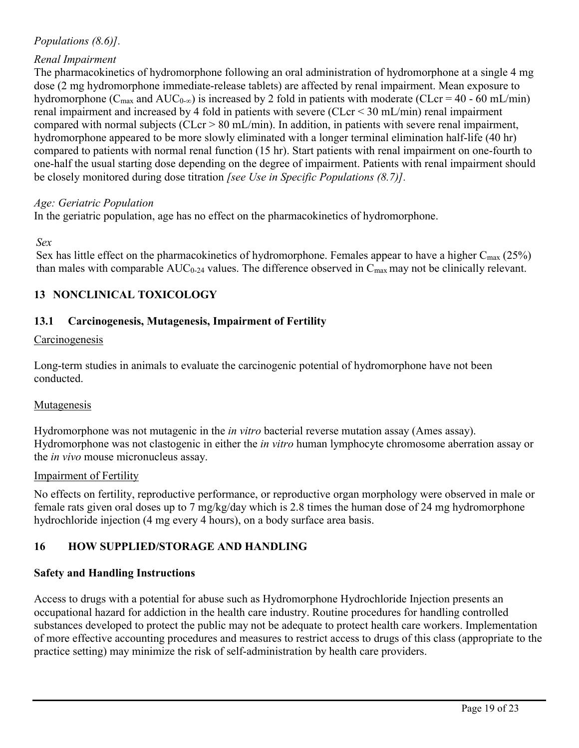*Populations (8.6)]*.

*Renal Impairment*

The pharmacokinetics of hydromorphone following an oral administration of hydromorphone at a single 4 mg dose (2 mg hydromorphone immediate-release tablets) are affected by renal impairment. Mean exposure to hydromorphone ($C_{max}$ and $AUC_{0-\infty}$) is increased by 2 fold in patients with moderate (CLcr = 40 - 60 mL/min) renal impairment and increased by 4 fold in patients with severe (CLcr < 30 mL/min) renal impairment compared with normal subjects (CLcr > 80 mL/min). In addition, in patients with severe renal impairment, hydromorphone appeared to be more slowly eliminated with a longer terminal elimination half-life (40 hr) compared to patients with normal renal function (15 hr). Start patients with renal impairment on one-fourth to one-half the usual starting dose depending on the degree of impairment. Patients with renal impairment should be closely monitored during dose titration *[see Use in Specific Populations (8.7)]*.

*Age: Geriatric Population*

In the geriatric population, age has no effect on the pharmacokinetics of hydromorphone.

*Sex*

Sex has little effect on the pharmacokinetics of hydromorphone. Females appear to have a higher $C_{max}$ (25%) than males with comparable $AUC_{0-24}$ values. The difference observed in $C_{max}$ may not be clinically relevant.

## 13 NONCLINICAL TOXICOLOGY

### 13.1 Carcinogenesis, Mutagenesis, Impairment of Fertility

Carcinogenesis

Long-term studies in animals to evaluate the carcinogenic potential of hydromorphone have not been conducted.

Mutagenesis

Hydromorphone was not mutagenic in the *in vitro* bacterial reverse mutation assay (Ames assay). Hydromorphone was not clastogenic in either the *in vitro* human lymphocyte chromosome aberration assay or the *in vivo* mouse micronucleus assay.

Impairment of Fertility

No effects on fertility, reproductive performance, or reproductive organ morphology were observed in male or female rats given oral doses up to 7 mg/kg/day which is 2.8 times the human dose of 24 mg hydromorphone hydrochloride injection (4 mg every 4 hours), on a body surface area basis.

## 16 HOW SUPPLIED/STORAGE AND HANDLING

**Safety and Handling Instructions**

Access to drugs with a potential for abuse such as Hydromorphone Hydrochloride Injection presents an occupational hazard for addiction in the health care industry. Routine procedures for handling controlled substances developed to protect the public may not be adequate to protect health care workers. Implementation of more effective accounting procedures and measures to restrict access to drugs of this class (appropriate to the practice setting) may minimize the risk of self-administration by health care providers.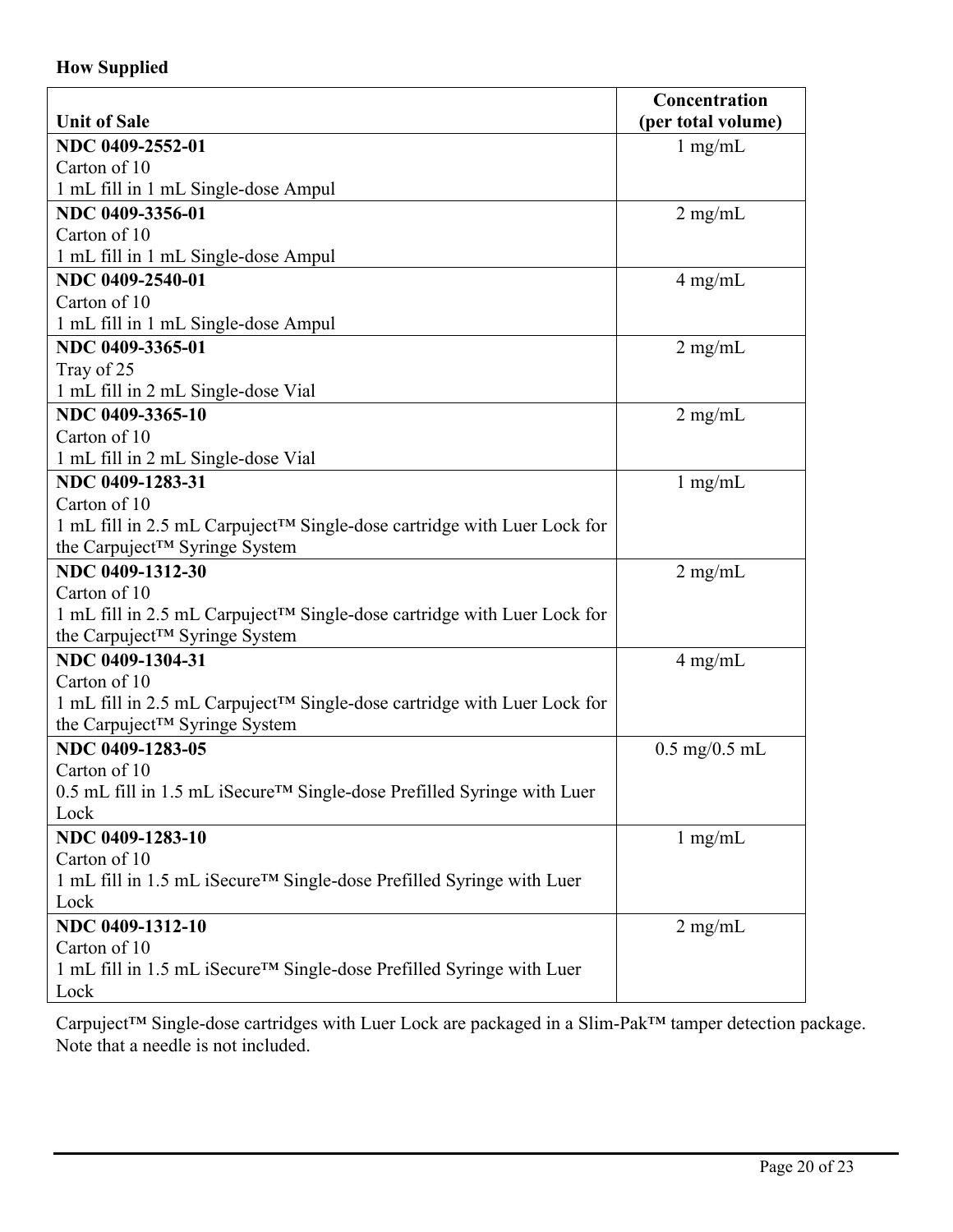**How Supplied**

| Unit of Sale | Concentration (per total volume) |
|---|---|
| **NDC 0409-2552-01**<br>Carton of 10<br>1 mL fill in 1 mL Single-dose Ampul | 1 mg/mL |
| **NDC 0409-3356-01**<br>Carton of 10<br>1 mL fill in 1 mL Single-dose Ampul | 2 mg/mL |
| **NDC 0409-2540-01**<br>Carton of 10<br>1 mL fill in 1 mL Single-dose Ampul | 4 mg/mL |
| **NDC 0409-3365-01**<br>Tray of 25<br>1 mL fill in 2 mL Single-dose Vial | 2 mg/mL |
| **NDC 0409-3365-10**<br>Carton of 10<br>1 mL fill in 2 mL Single-dose Vial | 2 mg/mL |
| **NDC 0409-1283-31**<br>Carton of 10<br>1 mL fill in 2.5 mL Carpuject™ Single-dose cartridge with Luer Lock for the Carpuject™ Syringe System | 1 mg/mL |
| **NDC 0409-1312-30**<br>Carton of 10<br>1 mL fill in 2.5 mL Carpuject™ Single-dose cartridge with Luer Lock for the Carpuject™ Syringe System | 2 mg/mL |
| **NDC 0409-1304-31**<br>Carton of 10<br>1 mL fill in 2.5 mL Carpuject™ Single-dose cartridge with Luer Lock for the Carpuject™ Syringe System | 4 mg/mL |
| **NDC 0409-1283-05**<br>Carton of 10<br>0.5 mL fill in 1.5 mL iSecure™ Single-dose Prefilled Syringe with Luer Lock | 0.5 mg/0.5 mL |
| **NDC 0409-1283-10**<br>Carton of 10<br>1 mL fill in 1.5 mL iSecure™ Single-dose Prefilled Syringe with Luer Lock | 1 mg/mL |
| **NDC 0409-1312-10**<br>Carton of 10<br>1 mL fill in 1.5 mL iSecure™ Single-dose Prefilled Syringe with Luer Lock | 2 mg/mL |

Carpuject™ Single-dose cartridges with Luer Lock are packaged in a Slim-Pak™ tamper detection package. Note that a needle is not included.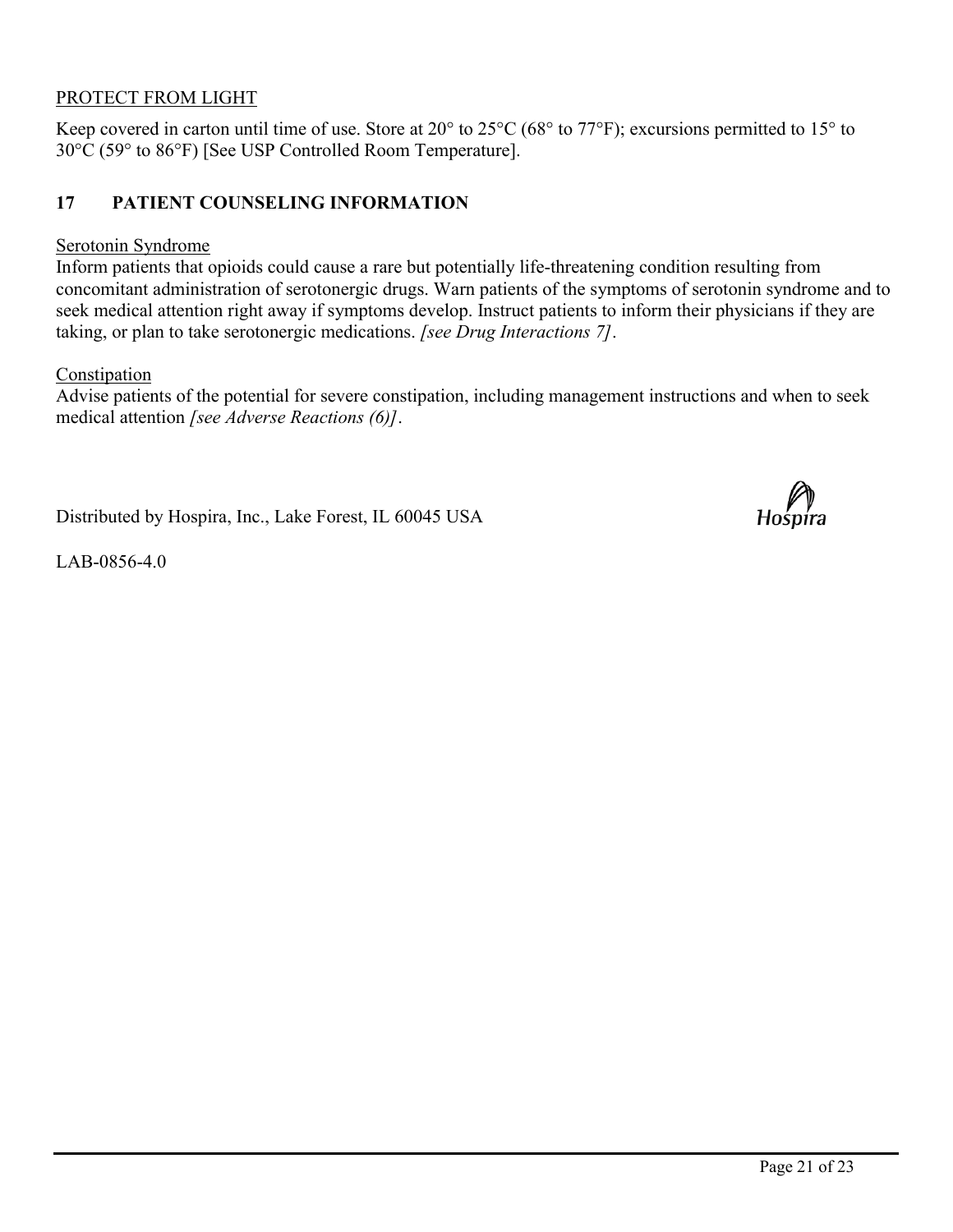PROTECT FROM LIGHT

Keep covered in carton until time of use. Store at 20° to 25°C (68° to 77°F); excursions permitted to 15° to 30°C (59° to 86°F) [See USP Controlled Room Temperature].

## 17 PATIENT COUNSELING INFORMATION

Serotonin Syndrome

Inform patients that opioids could cause a rare but potentially life-threatening condition resulting from concomitant administration of serotonergic drugs. Warn patients of the symptoms of serotonin syndrome and to seek medical attention right away if symptoms develop. Instruct patients to inform their physicians if they are taking, or plan to take serotonergic medications. *[see Drug Interactions 7]*.

Constipation

Advise patients of the potential for severe constipation, including management instructions and when to seek medical attention *[see Adverse Reactions (6)]*.

Distributed by Hospira, Inc., Lake Forest, IL 60045 USA

Hospira

LAB-0856-4.0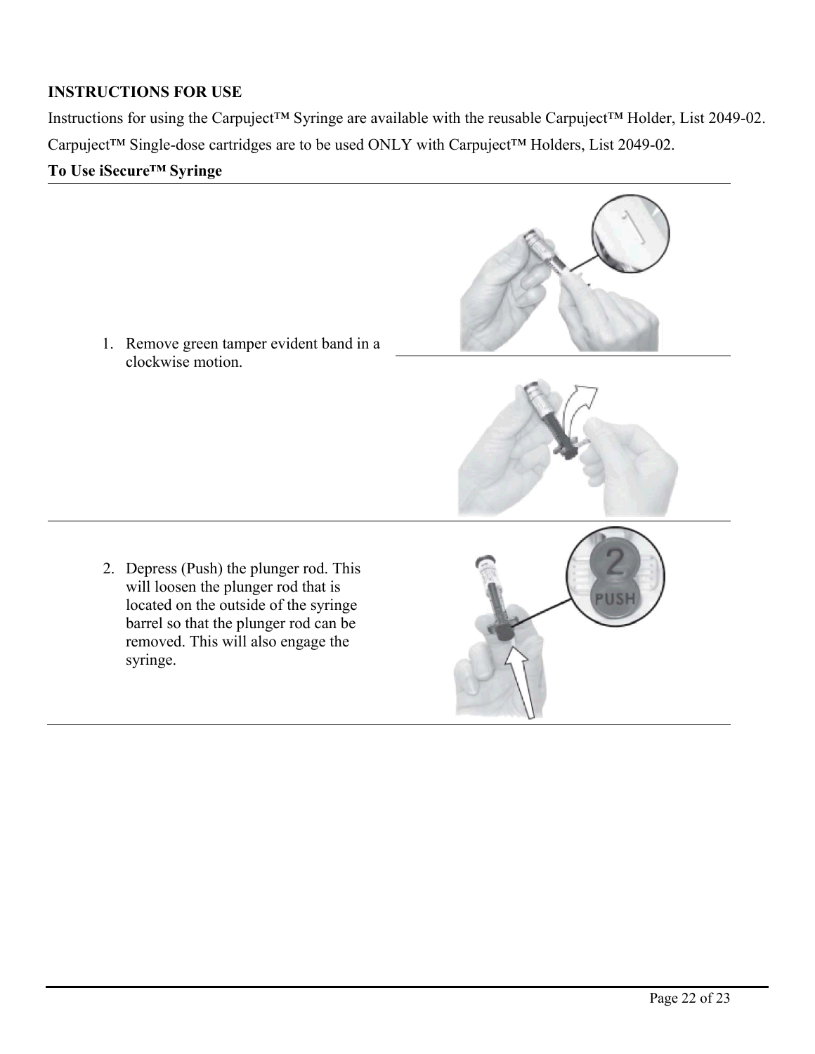**INSTRUCTIONS FOR USE**

Instructions for using the Carpuject™ Syringe are available with the reusable Carpuject™ Holder, List 2049-02.

Carpuject™ Single-dose cartridges are to be used ONLY with Carpuject™ Holders, List 2049-02.

**To Use iSecure™ Syringe**

1. Remove green tamper evident band in a clockwise motion.

2. Depress (Push) the plunger rod. This will loosen the plunger rod that is located on the outside of the syringe barrel so that the plunger rod can be removed. This will also engage the syringe.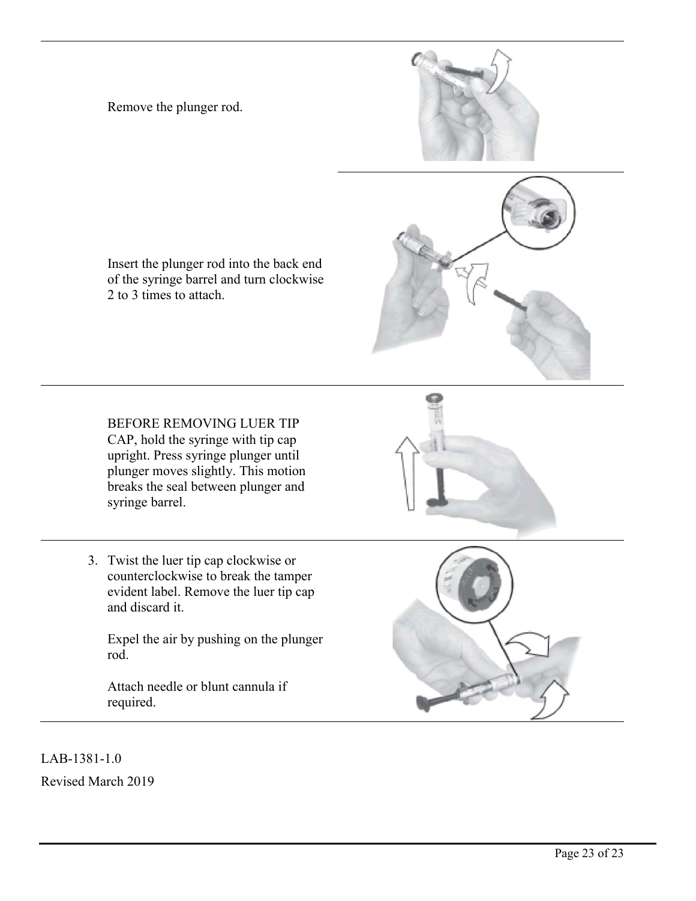Remove the plunger rod.

Insert the plunger rod into the back end of the syringe barrel and turn clockwise 2 to 3 times to attach.

BEFORE REMOVING LUER TIP CAP, hold the syringe with tip cap upright. Press syringe plunger until plunger moves slightly. This motion breaks the seal between plunger and syringe barrel.

3. Twist the luer tip cap clockwise or counterclockwise to break the tamper evident label. Remove the luer tip cap and discard it.

   Expel the air by pushing on the plunger rod.

   Attach needle or blunt cannula if required.

LAB-1381-1.0

Revised March 2019